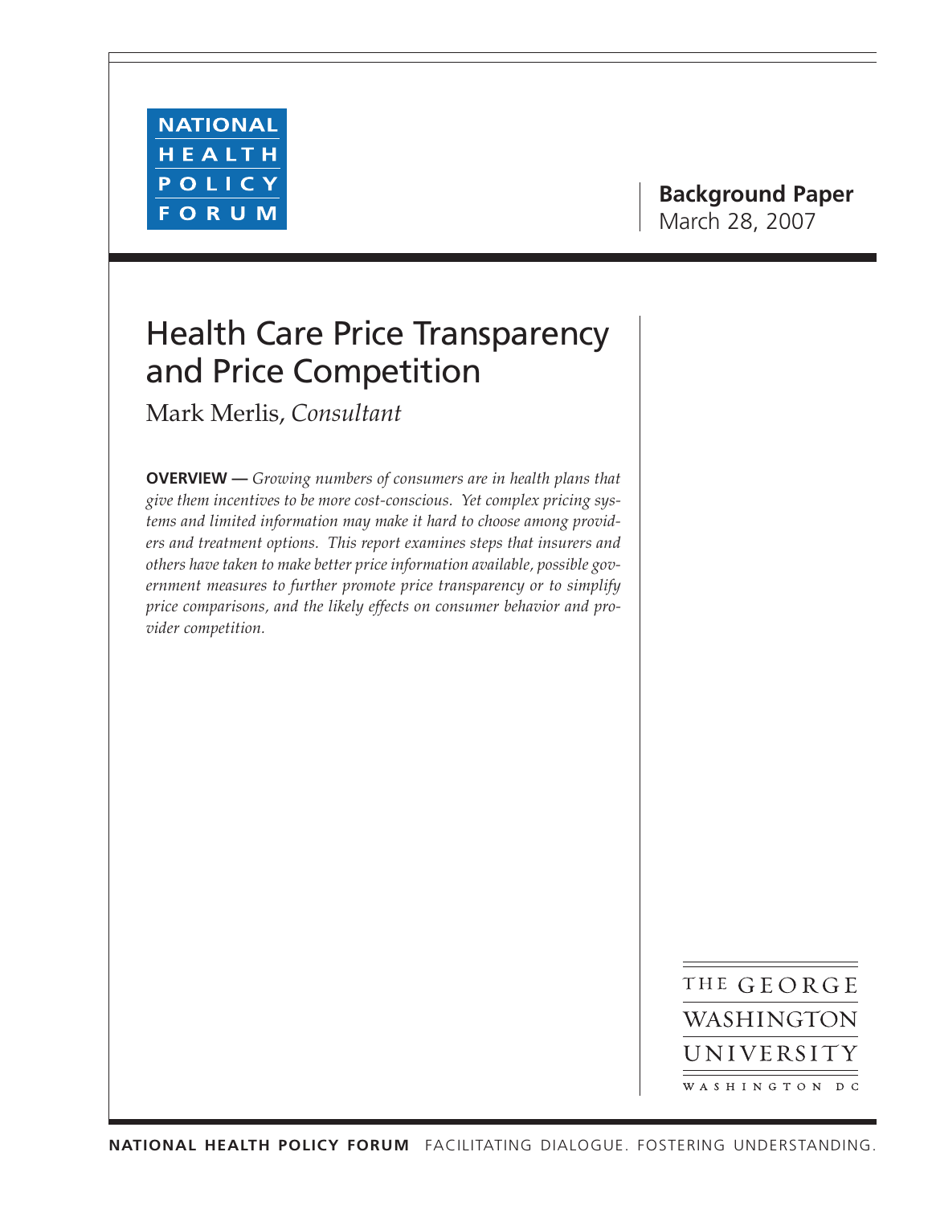NATIONAL HEALTH POLICY FORUM

**Background Paper**
March 28, 2007

# Health Care Price Transparency and Price Competition

Mark Merlis, *Consultant*

**OVERVIEW —** *Growing numbers of consumers are in health plans that give them incentives to be more cost-conscious. Yet complex pricing systems and limited information may make it hard to choose among providers and treatment options. This report examines steps that insurers and others have taken to make better price information available, possible government measures to further promote price transparency or to simplify price comparisons, and the likely effects on consumer behavior and provider competition.*

THE GEORGE WASHINGTON UNIVERSITY
WASHINGTON DC

**NATIONAL HEALTH POLICY FORUM** FACILITATING DIALOGUE. FOSTERING UNDERSTANDING.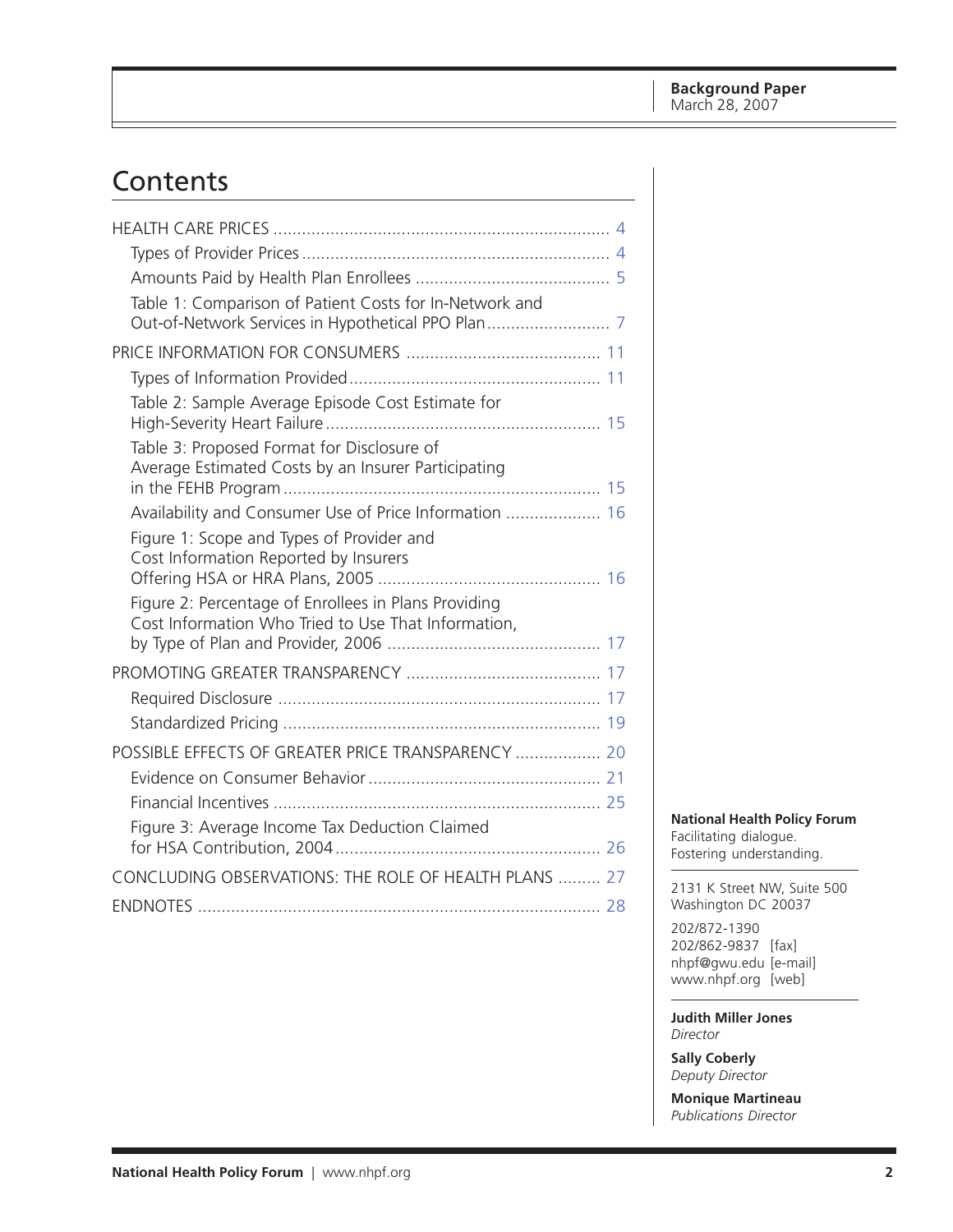**Background Paper**
March 28, 2007

# Contents

HEALTH CARE PRICES ........ 4
- Types of Provider Prices ........ 4
- Amounts Paid by Health Plan Enrollees ........ 5
- Table 1: Comparison of Patient Costs for In-Network and Out-of-Network Services in Hypothetical PPO Plan ........ 7

PRICE INFORMATION FOR CONSUMERS ........ 11
- Types of Information Provided ........ 11
- Table 2: Sample Average Episode Cost Estimate for High-Severity Heart Failure ........ 15
- Table 3: Proposed Format for Disclosure of Average Estimated Costs by an Insurer Participating in the FEHB Program ........ 15
- Availability and Consumer Use of Price Information ........ 16
- Figure 1: Scope and Types of Provider and Cost Information Reported by Insurers Offering HSA or HRA Plans, 2005 ........ 16
- Figure 2: Percentage of Enrollees in Plans Providing Cost Information Who Tried to Use That Information, by Type of Plan and Provider, 2006 ........ 17

PROMOTING GREATER TRANSPARENCY ........ 17
- Required Disclosure ........ 17
- Standardized Pricing ........ 19

POSSIBLE EFFECTS OF GREATER PRICE TRANSPARENCY ........ 20
- Evidence on Consumer Behavior ........ 21
- Financial Incentives ........ 25
- Figure 3: Average Income Tax Deduction Claimed for HSA Contribution, 2004 ........ 26

CONCLUDING OBSERVATIONS: THE ROLE OF HEALTH PLANS ........ 27

ENDNOTES ........ 28

**National Health Policy Forum**
Facilitating dialogue.
Fostering understanding.

2131 K Street NW, Suite 500
Washington DC 20037

202/872-1390
202/862-9837 [fax]
nhpf@gwu.edu [e-mail]
www.nhpf.org [web]

**Judith Miller Jones**
*Director*

**Sally Coberly**
*Deputy Director*

**Monique Martineau**
*Publications Director*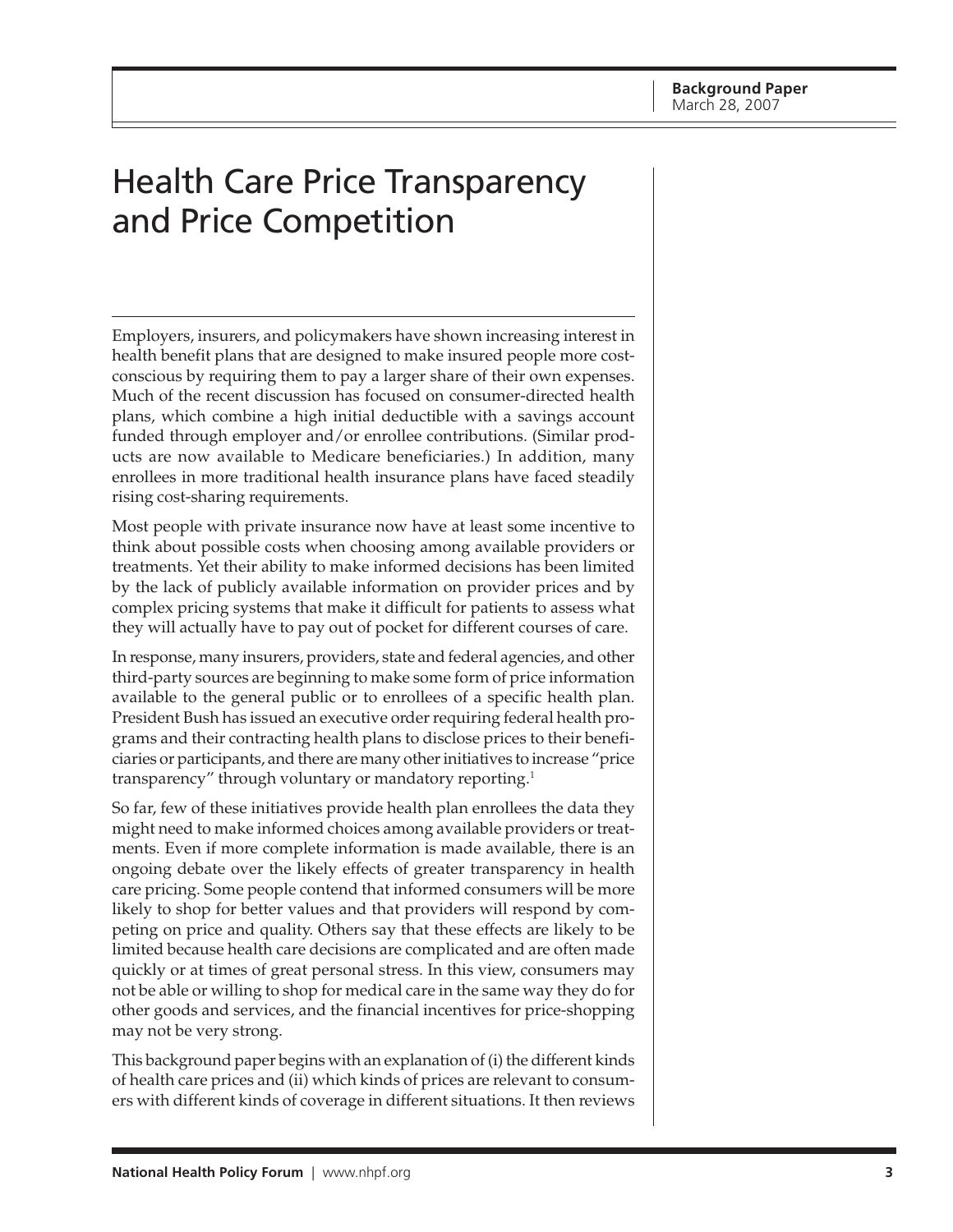Background Paper
March 28, 2007

# Health Care Price Transparency and Price Competition

Employers, insurers, and policymakers have shown increasing interest in health benefit plans that are designed to make insured people more cost-conscious by requiring them to pay a larger share of their own expenses. Much of the recent discussion has focused on consumer-directed health plans, which combine a high initial deductible with a savings account funded through employer and/or enrollee contributions. (Similar products are now available to Medicare beneficiaries.) In addition, many enrollees in more traditional health insurance plans have faced steadily rising cost-sharing requirements.

Most people with private insurance now have at least some incentive to think about possible costs when choosing among available providers or treatments. Yet their ability to make informed decisions has been limited by the lack of publicly available information on provider prices and by complex pricing systems that make it difficult for patients to assess what they will actually have to pay out of pocket for different courses of care.

In response, many insurers, providers, state and federal agencies, and other third-party sources are beginning to make some form of price information available to the general public or to enrollees of a specific health plan. President Bush has issued an executive order requiring federal health programs and their contracting health plans to disclose prices to their beneficiaries or participants, and there are many other initiatives to increase "price transparency" through voluntary or mandatory reporting.[1]

So far, few of these initiatives provide health plan enrollees the data they might need to make informed choices among available providers or treatments. Even if more complete information is made available, there is an ongoing debate over the likely effects of greater transparency in health care pricing. Some people contend that informed consumers will be more likely to shop for better values and that providers will respond by competing on price and quality. Others say that these effects are likely to be limited because health care decisions are complicated and are often made quickly or at times of great personal stress. In this view, consumers may not be able or willing to shop for medical care in the same way they do for other goods and services, and the financial incentives for price-shopping may not be very strong.

This background paper begins with an explanation of (i) the different kinds of health care prices and (ii) which kinds of prices are relevant to consumers with different kinds of coverage in different situations. It then reviews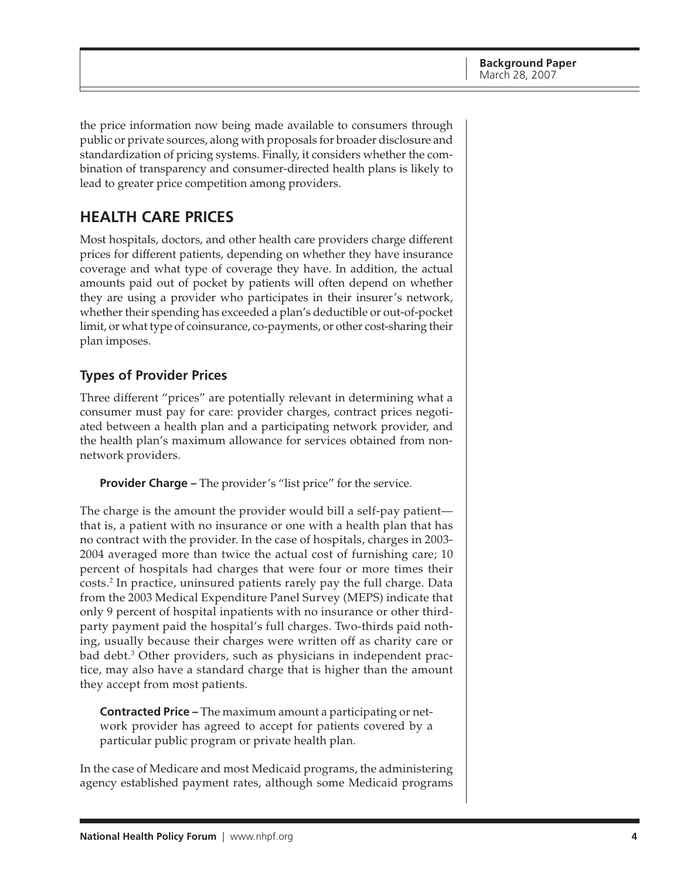the price information now being made available to consumers through public or private sources, along with proposals for broader disclosure and standardization of pricing systems. Finally, it considers whether the combination of transparency and consumer-directed health plans is likely to lead to greater price competition among providers.

## HEALTH CARE PRICES

Most hospitals, doctors, and other health care providers charge different prices for different patients, depending on whether they have insurance coverage and what type of coverage they have. In addition, the actual amounts paid out of pocket by patients will often depend on whether they are using a provider who participates in their insurer's network, whether their spending has exceeded a plan's deductible or out-of-pocket limit, or what type of coinsurance, co-payments, or other cost-sharing their plan imposes.

### Types of Provider Prices

Three different "prices" are potentially relevant in determining what a consumer must pay for care: provider charges, contract prices negotiated between a health plan and a participating network provider, and the health plan's maximum allowance for services obtained from non-network providers.

> **Provider Charge –** The provider's "list price" for the service.

The charge is the amount the provider would bill a self-pay patient—that is, a patient with no insurance or one with a health plan that has no contract with the provider. In the case of hospitals, charges in 2003-2004 averaged more than twice the actual cost of furnishing care; 10 percent of hospitals had charges that were four or more times their costs.[2] In practice, uninsured patients rarely pay the full charge. Data from the 2003 Medical Expenditure Panel Survey (MEPS) indicate that only 9 percent of hospital inpatients with no insurance or other third-party payment paid the hospital's full charges. Two-thirds paid nothing, usually because their charges were written off as charity care or bad debt.[3] Other providers, such as physicians in independent practice, may also have a standard charge that is higher than the amount they accept from most patients.

> **Contracted Price –** The maximum amount a participating or network provider has agreed to accept for patients covered by a particular public program or private health plan.

In the case of Medicare and most Medicaid programs, the administering agency established payment rates, although some Medicaid programs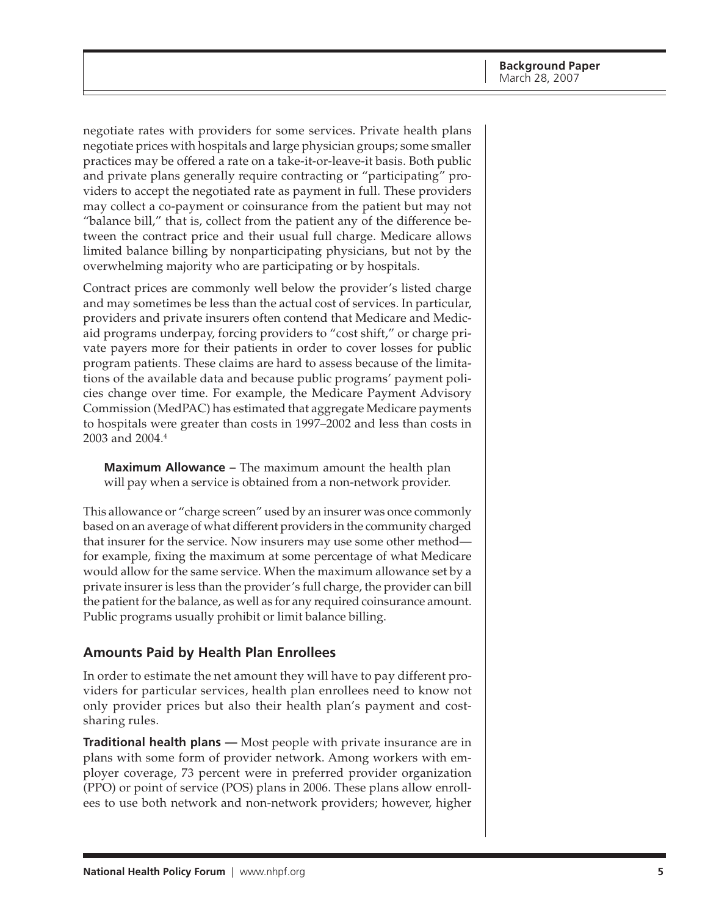negotiate rates with providers for some services. Private health plans negotiate prices with hospitals and large physician groups; some smaller practices may be offered a rate on a take-it-or-leave-it basis. Both public and private plans generally require contracting or "participating" providers to accept the negotiated rate as payment in full. These providers may collect a co-payment or coinsurance from the patient but may not "balance bill," that is, collect from the patient any of the difference between the contract price and their usual full charge. Medicare allows limited balance billing by nonparticipating physicians, but not by the overwhelming majority who are participating or by hospitals.

Contract prices are commonly well below the provider's listed charge and may sometimes be less than the actual cost of services. In particular, providers and private insurers often contend that Medicare and Medicaid programs underpay, forcing providers to "cost shift," or charge private payers more for their patients in order to cover losses for public program patients. These claims are hard to assess because of the limitations of the available data and because public programs' payment policies change over time. For example, the Medicare Payment Advisory Commission (MedPAC) has estimated that aggregate Medicare payments to hospitals were greater than costs in 1997–2002 and less than costs in 2003 and 2004.[4]

> **Maximum Allowance –** The maximum amount the health plan will pay when a service is obtained from a non-network provider.

This allowance or "charge screen" used by an insurer was once commonly based on an average of what different providers in the community charged that insurer for the service. Now insurers may use some other method—for example, fixing the maximum at some percentage of what Medicare would allow for the same service. When the maximum allowance set by a private insurer is less than the provider's full charge, the provider can bill the patient for the balance, as well as for any required coinsurance amount. Public programs usually prohibit or limit balance billing.

## Amounts Paid by Health Plan Enrollees

In order to estimate the net amount they will have to pay different providers for particular services, health plan enrollees need to know not only provider prices but also their health plan's payment and cost-sharing rules.

**Traditional health plans —** Most people with private insurance are in plans with some form of provider network. Among workers with employer coverage, 73 percent were in preferred provider organization (PPO) or point of service (POS) plans in 2006. These plans allow enrollees to use both network and non-network providers; however, higher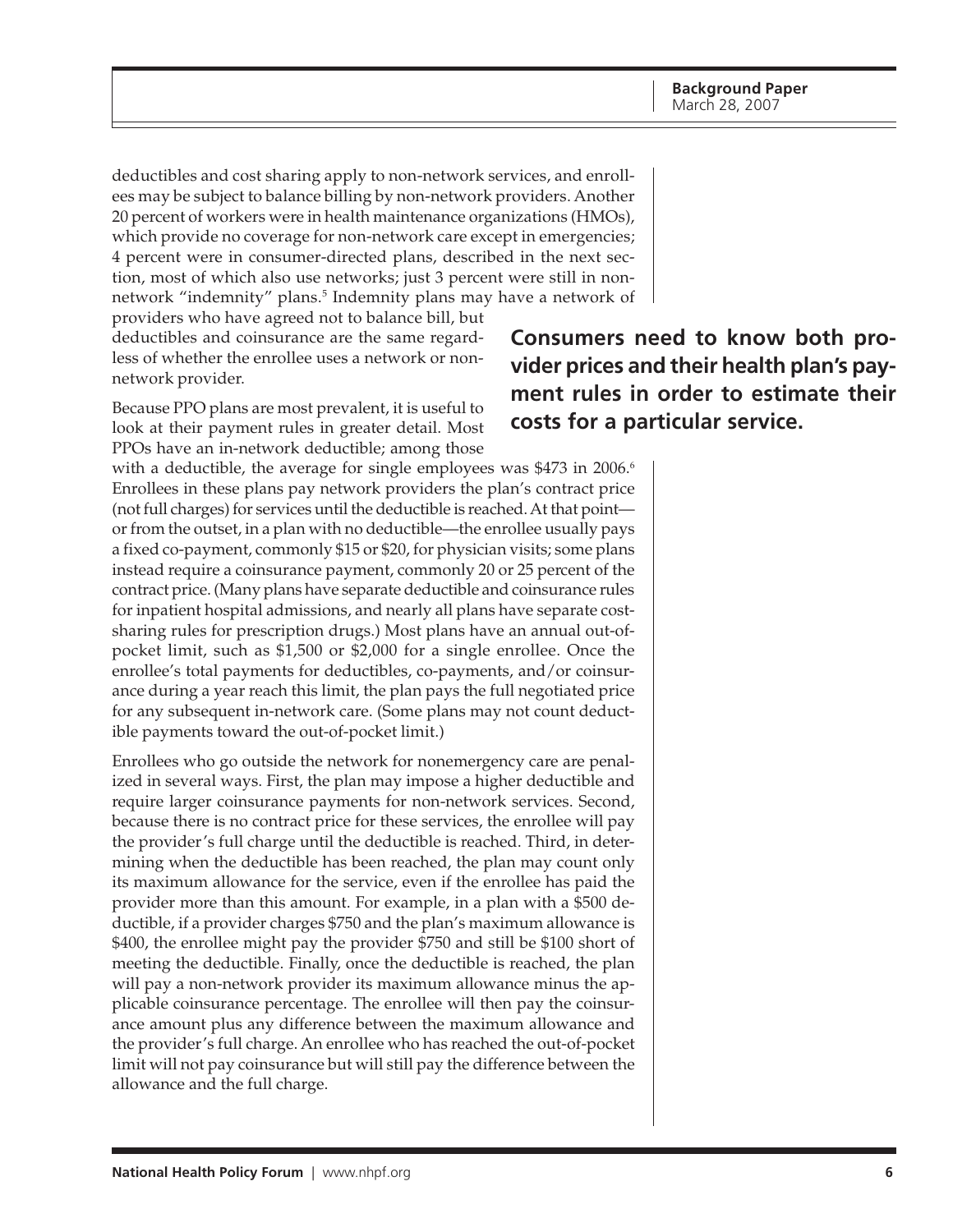deductibles and cost sharing apply to non-network services, and enrollees may be subject to balance billing by non-network providers. Another 20 percent of workers were in health maintenance organizations (HMOs), which provide no coverage for non-network care except in emergencies; 4 percent were in consumer-directed plans, described in the next section, most of which also use networks; just 3 percent were still in non-network "indemnity" plans.[5] Indemnity plans may have a network of providers who have agreed not to balance bill, but deductibles and coinsurance are the same regardless of whether the enrollee uses a network or non-network provider.

**Consumers need to know both provider prices and their health plan's payment rules in order to estimate their costs for a particular service.**

Because PPO plans are most prevalent, it is useful to look at their payment rules in greater detail. Most PPOs have an in-network deductible; among those with a deductible, the average for single employees was $473 in 2006.[6] Enrollees in these plans pay network providers the plan's contract price (not full charges) for services until the deductible is reached. At that point—or from the outset, in a plan with no deductible—the enrollee usually pays a fixed co-payment, commonly $15 or $20, for physician visits; some plans instead require a coinsurance payment, commonly 20 or 25 percent of the contract price. (Many plans have separate deductible and coinsurance rules for inpatient hospital admissions, and nearly all plans have separate cost-sharing rules for prescription drugs.) Most plans have an annual out-of-pocket limit, such as $1,500 or $2,000 for a single enrollee. Once the enrollee's total payments for deductibles, co-payments, and/or coinsurance during a year reach this limit, the plan pays the full negotiated price for any subsequent in-network care. (Some plans may not count deductible payments toward the out-of-pocket limit.)

Enrollees who go outside the network for nonemergency care are penalized in several ways. First, the plan may impose a higher deductible and require larger coinsurance payments for non-network services. Second, because there is no contract price for these services, the enrollee will pay the provider's full charge until the deductible is reached. Third, in determining when the deductible has been reached, the plan may count only its maximum allowance for the service, even if the enrollee has paid the provider more than this amount. For example, in a plan with a $500 deductible, if a provider charges $750 and the plan's maximum allowance is $400, the enrollee might pay the provider $750 and still be $100 short of meeting the deductible. Finally, once the deductible is reached, the plan will pay a non-network provider its maximum allowance minus the applicable coinsurance percentage. The enrollee will then pay the coinsurance amount plus any difference between the maximum allowance and the provider's full charge. An enrollee who has reached the out-of-pocket limit will not pay coinsurance but will still pay the difference between the allowance and the full charge.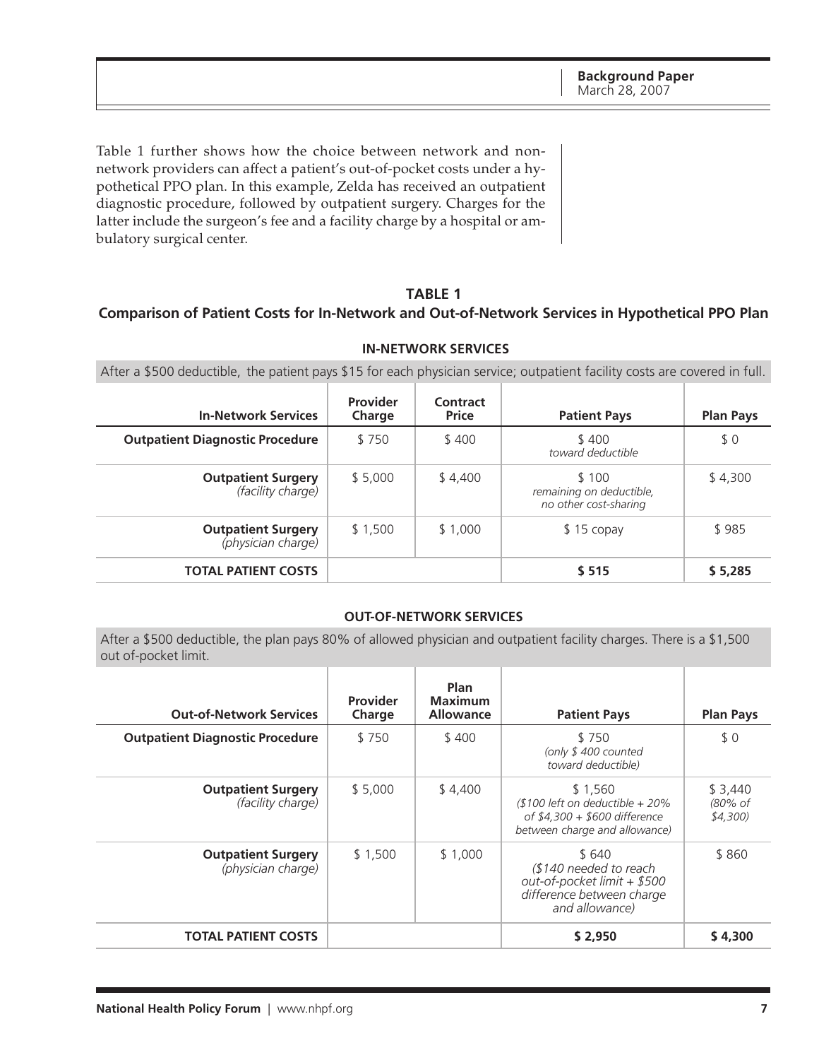Table 1 further shows how the choice between network and non-network providers can affect a patient's out-of-pocket costs under a hypothetical PPO plan. In this example, Zelda has received an outpatient diagnostic procedure, followed by outpatient surgery. Charges for the latter include the surgeon's fee and a facility charge by a hospital or ambulatory surgical center.

### TABLE 1
### Comparison of Patient Costs for In-Network and Out-of-Network Services in Hypothetical PPO Plan

#### IN-NETWORK SERVICES

After a $500 deductible, the patient pays $15 for each physician service; outpatient facility costs are covered in full.

| In-Network Services | Provider Charge | Contract Price | Patient Pays | Plan Pays |
|---|---|---|---|---|
| **Outpatient Diagnostic Procedure** | $ 750 | $ 400 | $ 400 *toward deductible* | $ 0 |
| **Outpatient Surgery** *(facility charge)* | $ 5,000 | $ 4,400 | $ 100 *remaining on deductible, no other cost-sharing* | $ 4,300 |
| **Outpatient Surgery** *(physician charge)* | $ 1,500 | $ 1,000 | $ 15 copay | $ 985 |
| **TOTAL PATIENT COSTS** | | | **$ 515** | **$ 5,285** |

#### OUT-OF-NETWORK SERVICES

After a $500 deductible, the plan pays 80% of allowed physician and outpatient facility charges. There is a $1,500 out of-pocket limit.

| Out-of-Network Services | Provider Charge | Plan Maximum Allowance | Patient Pays | Plan Pays |
|---|---|---|---|---|
| **Outpatient Diagnostic Procedure** | $ 750 | $ 400 | $ 750 *(only $ 400 counted toward deductible)* | $ 0 |
| **Outpatient Surgery** *(facility charge)* | $ 5,000 | $ 4,400 | $ 1,560 *($100 left on deductible + 20% of $4,300 + $600 difference between charge and allowance)* | $ 3,440 *(80% of $4,300)* |
| **Outpatient Surgery** *(physician charge)* | $ 1,500 | $ 1,000 | $ 640 *($140 needed to reach out-of-pocket limit + $500 difference between charge and allowance)* | $ 860 |
| **TOTAL PATIENT COSTS** | | | **$ 2,950** | **$ 4,300** |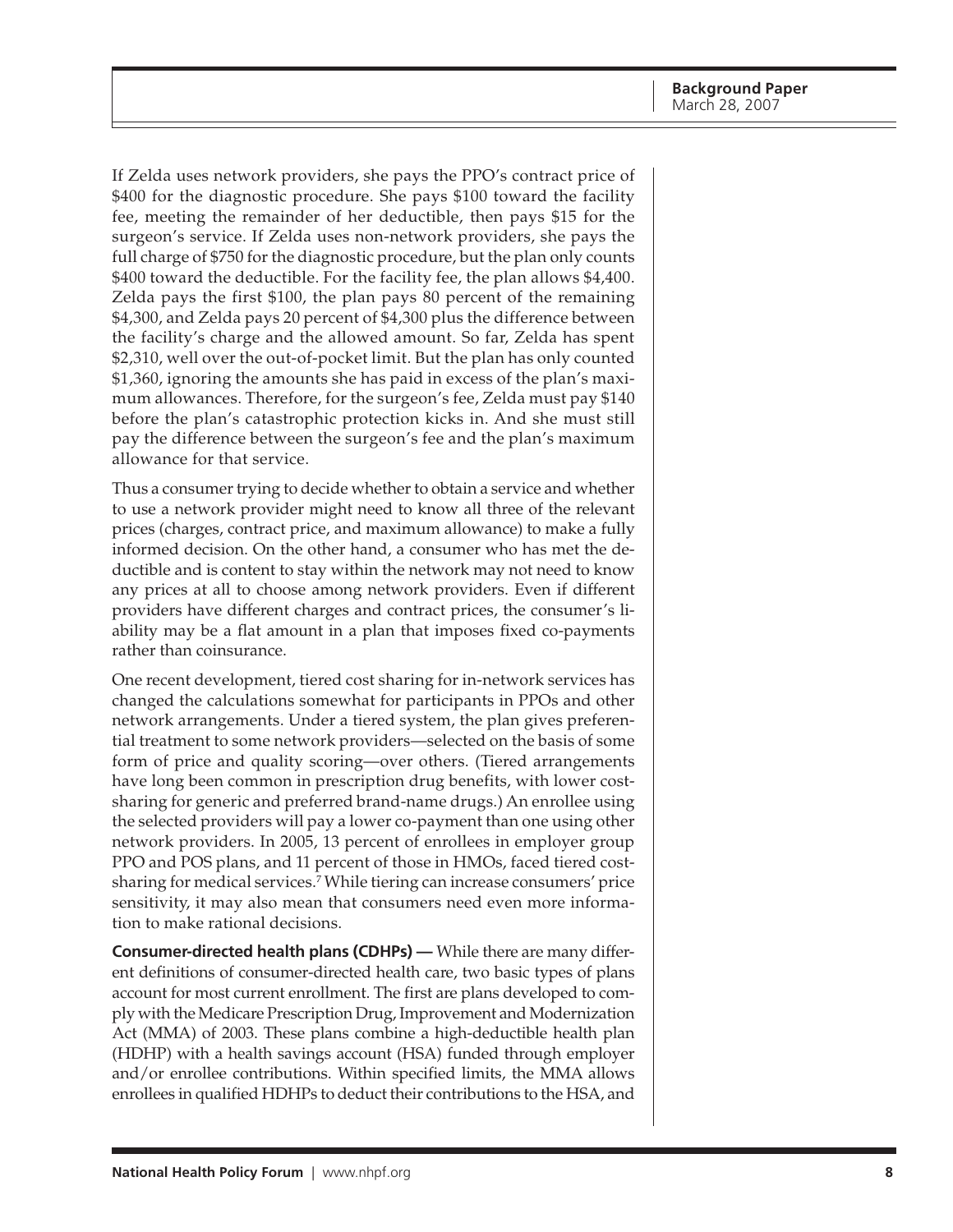If Zelda uses network providers, she pays the PPO's contract price of $400 for the diagnostic procedure. She pays $100 toward the facility fee, meeting the remainder of her deductible, then pays $15 for the surgeon's service. If Zelda uses non-network providers, she pays the full charge of $750 for the diagnostic procedure, but the plan only counts $400 toward the deductible. For the facility fee, the plan allows $4,400. Zelda pays the first $100, the plan pays 80 percent of the remaining $4,300, and Zelda pays 20 percent of $4,300 plus the difference between the facility's charge and the allowed amount. So far, Zelda has spent $2,310, well over the out-of-pocket limit. But the plan has only counted $1,360, ignoring the amounts she has paid in excess of the plan's maximum allowances. Therefore, for the surgeon's fee, Zelda must pay $140 before the plan's catastrophic protection kicks in. And she must still pay the difference between the surgeon's fee and the plan's maximum allowance for that service.

Thus a consumer trying to decide whether to obtain a service and whether to use a network provider might need to know all three of the relevant prices (charges, contract price, and maximum allowance) to make a fully informed decision. On the other hand, a consumer who has met the deductible and is content to stay within the network may not need to know any prices at all to choose among network providers. Even if different providers have different charges and contract prices, the consumer's liability may be a flat amount in a plan that imposes fixed co-payments rather than coinsurance.

One recent development, tiered cost sharing for in-network services has changed the calculations somewhat for participants in PPOs and other network arrangements. Under a tiered system, the plan gives preferential treatment to some network providers—selected on the basis of some form of price and quality scoring—over others. (Tiered arrangements have long been common in prescription drug benefits, with lower cost-sharing for generic and preferred brand-name drugs.) An enrollee using the selected providers will pay a lower co-payment than one using other network providers. In 2005, 13 percent of enrollees in employer group PPO and POS plans, and 11 percent of those in HMOs, faced tiered cost-sharing for medical services.[7] While tiering can increase consumers' price sensitivity, it may also mean that consumers need even more information to make rational decisions.

**Consumer-directed health plans (CDHPs) —** While there are many different definitions of consumer-directed health care, two basic types of plans account for most current enrollment. The first are plans developed to comply with the Medicare Prescription Drug, Improvement and Modernization Act (MMA) of 2003. These plans combine a high-deductible health plan (HDHP) with a health savings account (HSA) funded through employer and/or enrollee contributions. Within specified limits, the MMA allows enrollees in qualified HDHPs to deduct their contributions to the HSA, and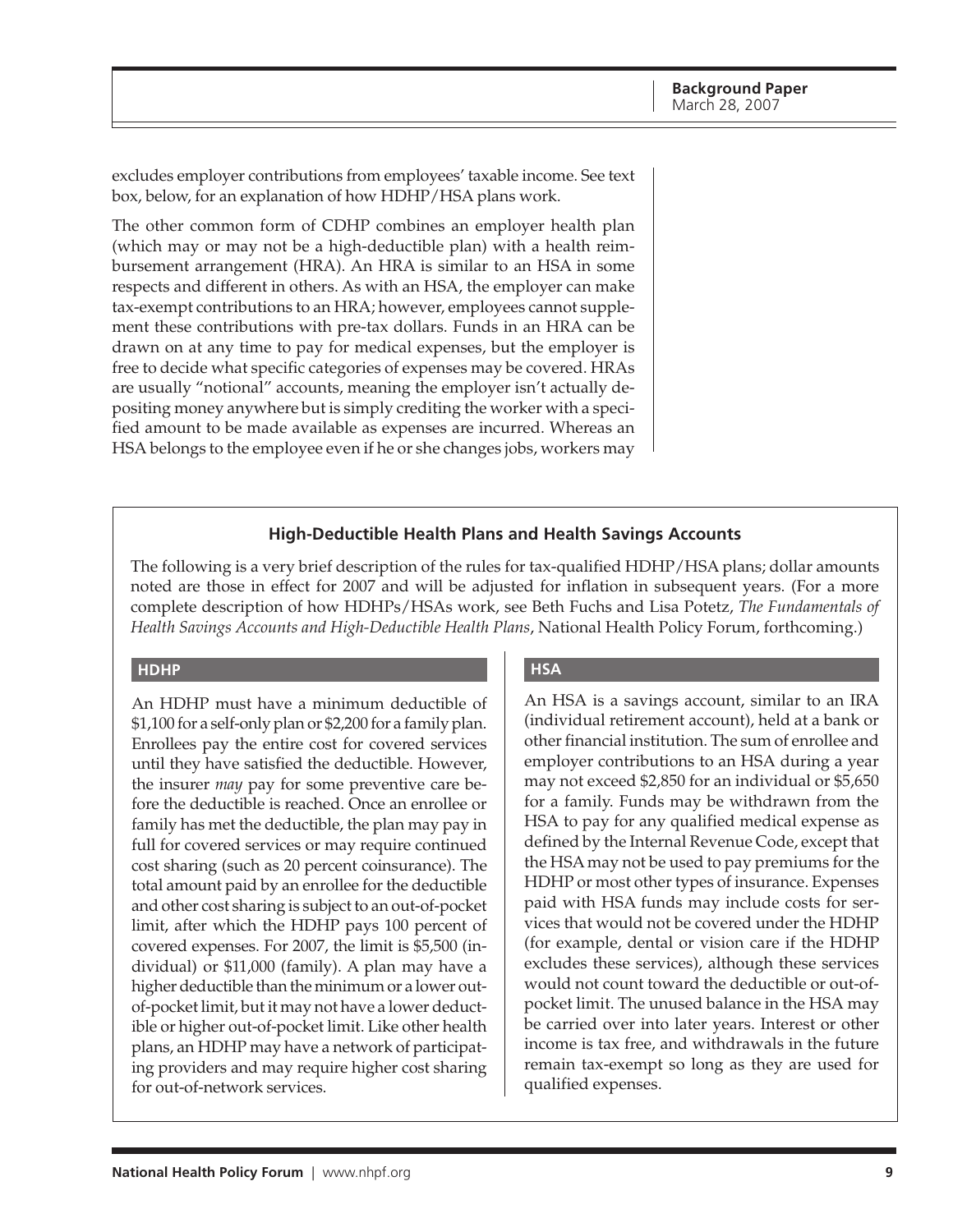excludes employer contributions from employees' taxable income. See text box, below, for an explanation of how HDHP/HSA plans work.

The other common form of CDHP combines an employer health plan (which may or may not be a high-deductible plan) with a health reimbursement arrangement (HRA). An HRA is similar to an HSA in some respects and different in others. As with an HSA, the employer can make tax-exempt contributions to an HRA; however, employees cannot supplement these contributions with pre-tax dollars. Funds in an HRA can be drawn on at any time to pay for medical expenses, but the employer is free to decide what specific categories of expenses may be covered. HRAs are usually "notional" accounts, meaning the employer isn't actually depositing money anywhere but is simply crediting the worker with a specified amount to be made available as expenses are incurred. Whereas an HSA belongs to the employee even if he or she changes jobs, workers may

### High-Deductible Health Plans and Health Savings Accounts

The following is a very brief description of the rules for tax-qualified HDHP/HSA plans; dollar amounts noted are those in effect for 2007 and will be adjusted for inflation in subsequent years. (For a more complete description of how HDHPs/HSAs work, see Beth Fuchs and Lisa Potetz, *The Fundamentals of Health Savings Accounts and High-Deductible Health Plans*, National Health Policy Forum, forthcoming.)

#### HDHP

An HDHP must have a minimum deductible of $1,100 for a self-only plan or $2,200 for a family plan. Enrollees pay the entire cost for covered services until they have satisfied the deductible. However, the insurer *may* pay for some preventive care before the deductible is reached. Once an enrollee or family has met the deductible, the plan may pay in full for covered services or may require continued cost sharing (such as 20 percent coinsurance). The total amount paid by an enrollee for the deductible and other cost sharing is subject to an out-of-pocket limit, after which the HDHP pays 100 percent of covered expenses. For 2007, the limit is $5,500 (individual) or $11,000 (family). A plan may have a higher deductible than the minimum or a lower out-of-pocket limit, but it may not have a lower deductible or higher out-of-pocket limit. Like other health plans, an HDHP may have a network of participating providers and may require higher cost sharing for out-of-network services.

#### HSA

An HSA is a savings account, similar to an IRA (individual retirement account), held at a bank or other financial institution. The sum of enrollee and employer contributions to an HSA during a year may not exceed $2,850 for an individual or $5,650 for a family. Funds may be withdrawn from the HSA to pay for any qualified medical expense as defined by the Internal Revenue Code, except that the HSA may not be used to pay premiums for the HDHP or most other types of insurance. Expenses paid with HSA funds may include costs for services that would not be covered under the HDHP (for example, dental or vision care if the HDHP excludes these services), although these services would not count toward the deductible or out-of-pocket limit. The unused balance in the HSA may be carried over into later years. Interest or other income is tax free, and withdrawals in the future remain tax-exempt so long as they are used for qualified expenses.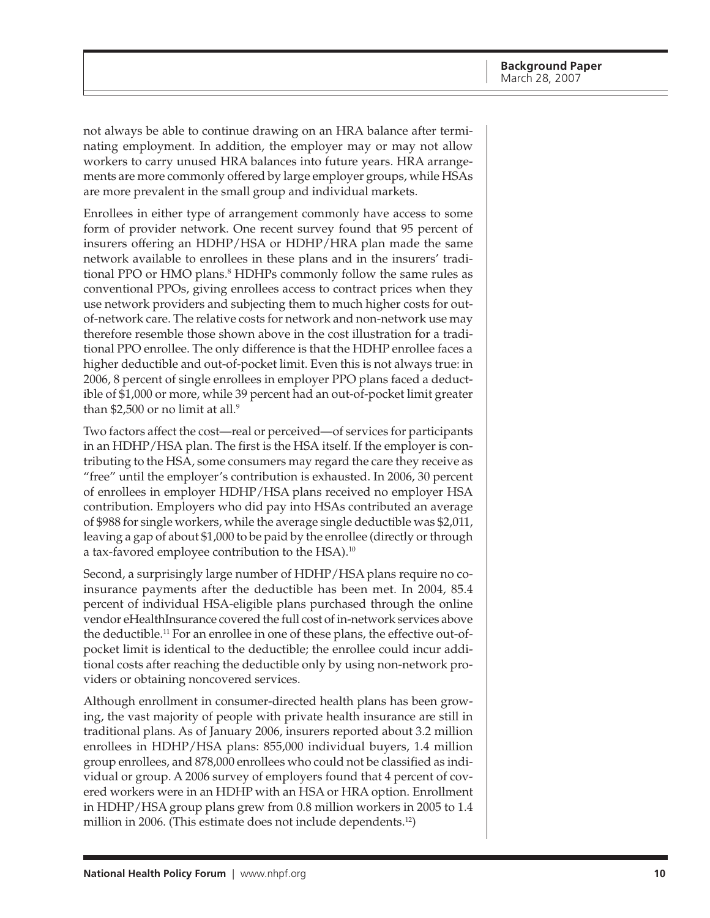not always be able to continue drawing on an HRA balance after terminating employment. In addition, the employer may or may not allow workers to carry unused HRA balances into future years. HRA arrangements are more commonly offered by large employer groups, while HSAs are more prevalent in the small group and individual markets.

Enrollees in either type of arrangement commonly have access to some form of provider network. One recent survey found that 95 percent of insurers offering an HDHP/HSA or HDHP/HRA plan made the same network available to enrollees in these plans and in the insurers' traditional PPO or HMO plans.[8] HDHPs commonly follow the same rules as conventional PPOs, giving enrollees access to contract prices when they use network providers and subjecting them to much higher costs for out-of-network care. The relative costs for network and non-network use may therefore resemble those shown above in the cost illustration for a traditional PPO enrollee. The only difference is that the HDHP enrollee faces a higher deductible and out-of-pocket limit. Even this is not always true: in 2006, 8 percent of single enrollees in employer PPO plans faced a deductible of $1,000 or more, while 39 percent had an out-of-pocket limit greater than $2,500 or no limit at all.[9]

Two factors affect the cost—real or perceived—of services for participants in an HDHP/HSA plan. The first is the HSA itself. If the employer is contributing to the HSA, some consumers may regard the care they receive as "free" until the employer's contribution is exhausted. In 2006, 30 percent of enrollees in employer HDHP/HSA plans received no employer HSA contribution. Employers who did pay into HSAs contributed an average of $988 for single workers, while the average single deductible was $2,011, leaving a gap of about $1,000 to be paid by the enrollee (directly or through a tax-favored employee contribution to the HSA).[10]

Second, a surprisingly large number of HDHP/HSA plans require no coinsurance payments after the deductible has been met. In 2004, 85.4 percent of individual HSA-eligible plans purchased through the online vendor eHealthInsurance covered the full cost of in-network services above the deductible.[11] For an enrollee in one of these plans, the effective out-of-pocket limit is identical to the deductible; the enrollee could incur additional costs after reaching the deductible only by using non-network providers or obtaining noncovered services.

Although enrollment in consumer-directed health plans has been growing, the vast majority of people with private health insurance are still in traditional plans. As of January 2006, insurers reported about 3.2 million enrollees in HDHP/HSA plans: 855,000 individual buyers, 1.4 million group enrollees, and 878,000 enrollees who could not be classified as individual or group. A 2006 survey of employers found that 4 percent of covered workers were in an HDHP with an HSA or HRA option. Enrollment in HDHP/HSA group plans grew from 0.8 million workers in 2005 to 1.4 million in 2006. (This estimate does not include dependents.[12])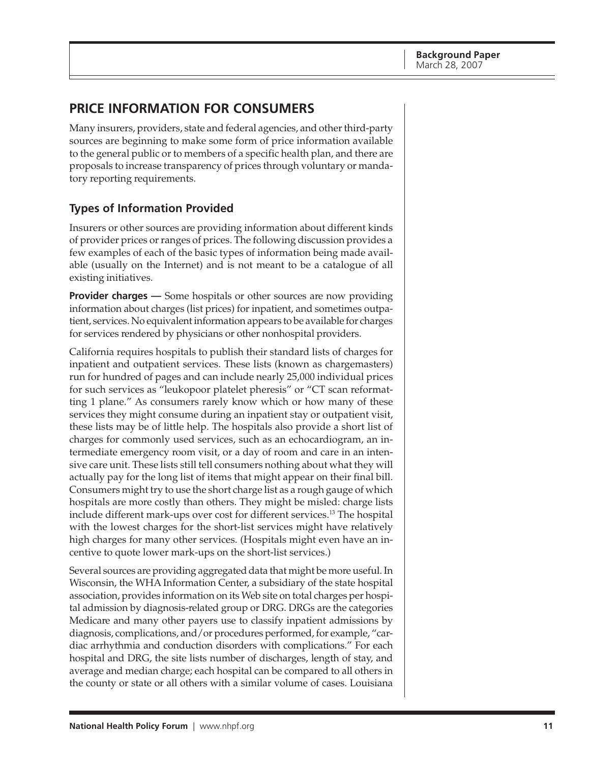## PRICE INFORMATION FOR CONSUMERS

Many insurers, providers, state and federal agencies, and other third-party sources are beginning to make some form of price information available to the general public or to members of a specific health plan, and there are proposals to increase transparency of prices through voluntary or mandatory reporting requirements.

### Types of Information Provided

Insurers or other sources are providing information about different kinds of provider prices or ranges of prices. The following discussion provides a few examples of each of the basic types of information being made available (usually on the Internet) and is not meant to be a catalogue of all existing initiatives.

**Provider charges —** Some hospitals or other sources are now providing information about charges (list prices) for inpatient, and sometimes outpatient, services. No equivalent information appears to be available for charges for services rendered by physicians or other nonhospital providers.

California requires hospitals to publish their standard lists of charges for inpatient and outpatient services. These lists (known as chargemasters) run for hundred of pages and can include nearly 25,000 individual prices for such services as "leukopoor platelet pheresis" or "CT scan reformatting 1 plane." As consumers rarely know which or how many of these services they might consume during an inpatient stay or outpatient visit, these lists may be of little help. The hospitals also provide a short list of charges for commonly used services, such as an echocardiogram, an intermediate emergency room visit, or a day of room and care in an intensive care unit. These lists still tell consumers nothing about what they will actually pay for the long list of items that might appear on their final bill. Consumers might try to use the short charge list as a rough gauge of which hospitals are more costly than others. They might be misled: charge lists include different mark-ups over cost for different services.[13] The hospital with the lowest charges for the short-list services might have relatively high charges for many other services. (Hospitals might even have an incentive to quote lower mark-ups on the short-list services.)

Several sources are providing aggregated data that might be more useful. In Wisconsin, the WHA Information Center, a subsidiary of the state hospital association, provides information on its Web site on total charges per hospital admission by diagnosis-related group or DRG. DRGs are the categories Medicare and many other payers use to classify inpatient admissions by diagnosis, complications, and/or procedures performed, for example, "cardiac arrhythmia and conduction disorders with complications." For each hospital and DRG, the site lists number of discharges, length of stay, and average and median charge; each hospital can be compared to all others in the county or state or all others with a similar volume of cases. Louisiana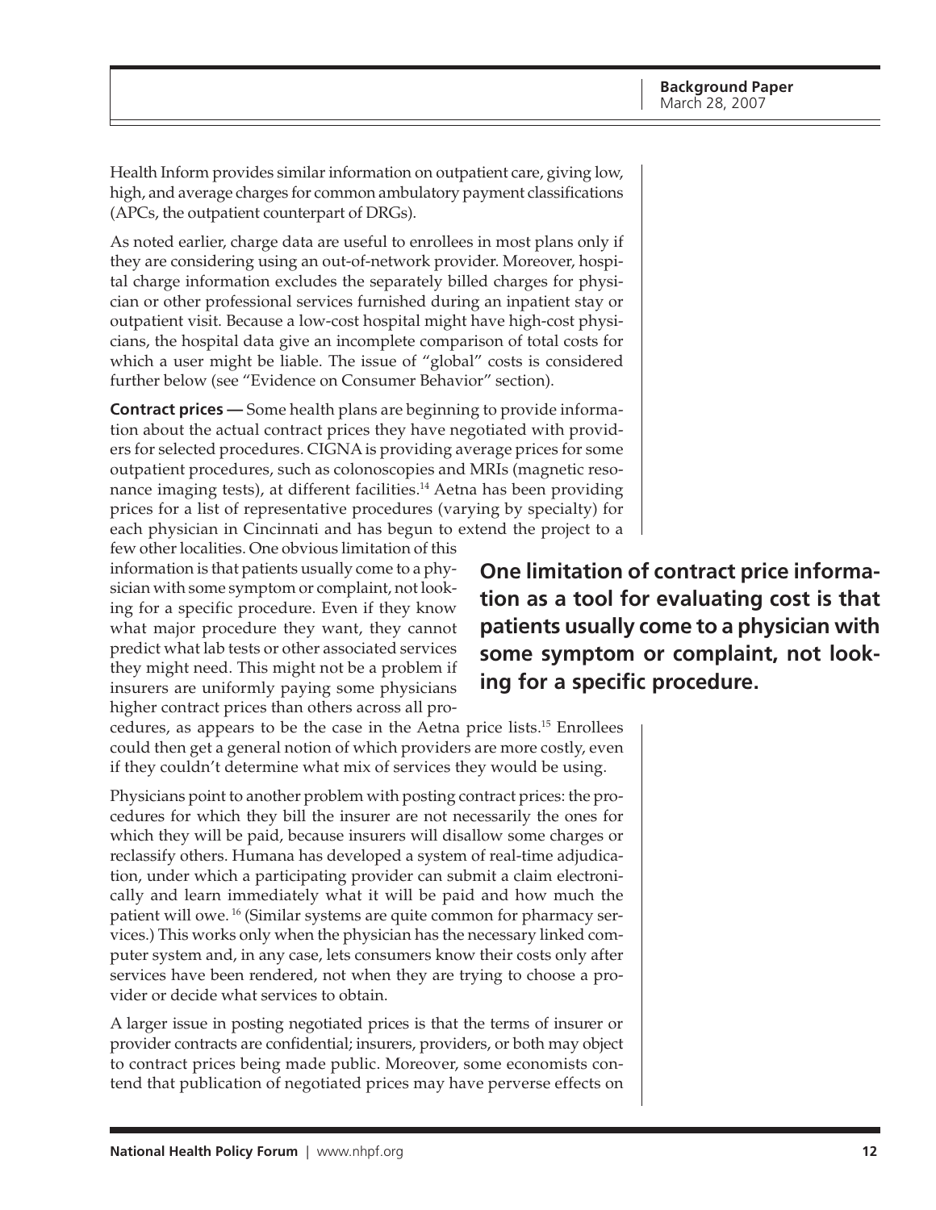Health Inform provides similar information on outpatient care, giving low, high, and average charges for common ambulatory payment classifications (APCs, the outpatient counterpart of DRGs).

As noted earlier, charge data are useful to enrollees in most plans only if they are considering using an out-of-network provider. Moreover, hospital charge information excludes the separately billed charges for physician or other professional services furnished during an inpatient stay or outpatient visit. Because a low-cost hospital might have high-cost physicians, the hospital data give an incomplete comparison of total costs for which a user might be liable. The issue of "global" costs is considered further below (see "Evidence on Consumer Behavior" section).

**Contract prices —** Some health plans are beginning to provide information about the actual contract prices they have negotiated with providers for selected procedures. CIGNA is providing average prices for some outpatient procedures, such as colonoscopies and MRIs (magnetic resonance imaging tests), at different facilities.[14] Aetna has been providing prices for a list of representative procedures (varying by specialty) for each physician in Cincinnati and has begun to extend the project to a few other localities. One obvious limitation of this information is that patients usually come to a physician with some symptom or complaint, not looking for a specific procedure. Even if they know what major procedure they want, they cannot predict what lab tests or other associated services they might need. This might not be a problem if insurers are uniformly paying some physicians higher contract prices than others across all procedures, as appears to be the case in the Aetna price lists.[15] Enrollees could then get a general notion of which providers are more costly, even if they couldn't determine what mix of services they would be using.

**One limitation of contract price information as a tool for evaluating cost is that patients usually come to a physician with some symptom or complaint, not looking for a specific procedure.**

Physicians point to another problem with posting contract prices: the procedures for which they bill the insurer are not necessarily the ones for which they will be paid, because insurers will disallow some charges or reclassify others. Humana has developed a system of real-time adjudication, under which a participating provider can submit a claim electronically and learn immediately what it will be paid and how much the patient will owe.[16] (Similar systems are quite common for pharmacy services.) This works only when the physician has the necessary linked computer system and, in any case, lets consumers know their costs only after services have been rendered, not when they are trying to choose a provider or decide what services to obtain.

A larger issue in posting negotiated prices is that the terms of insurer or provider contracts are confidential; insurers, providers, or both may object to contract prices being made public. Moreover, some economists contend that publication of negotiated prices may have perverse effects on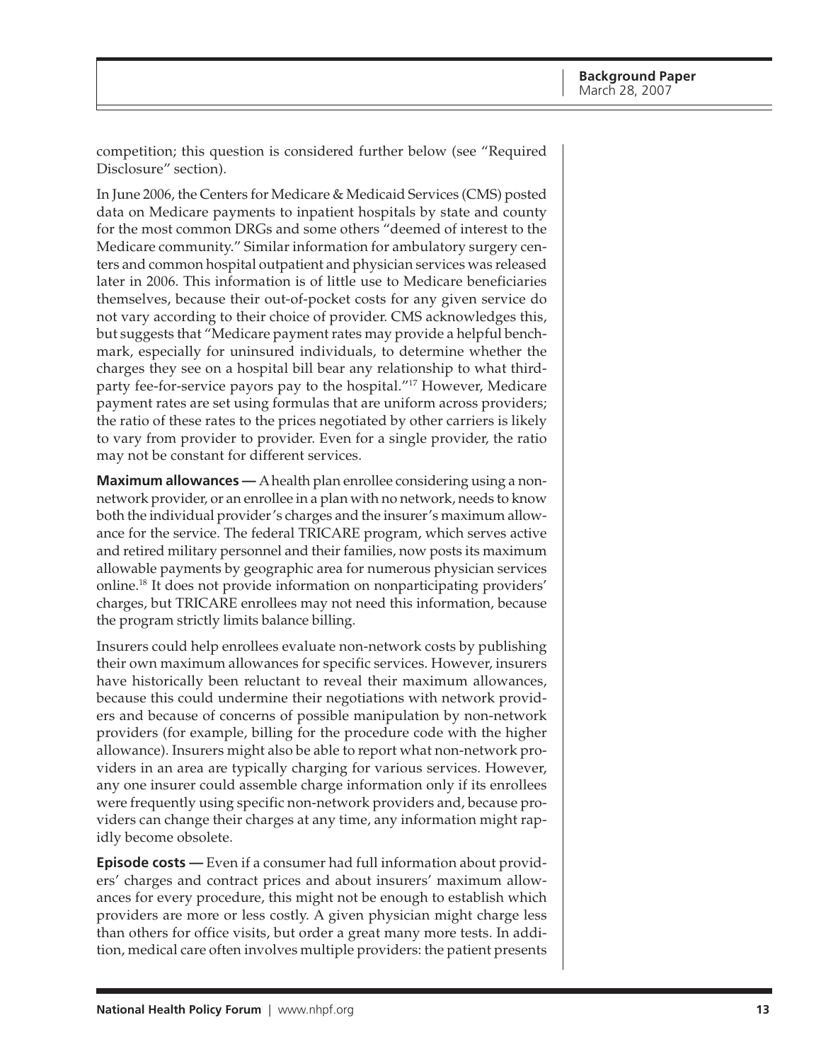competition; this question is considered further below (see "Required Disclosure" section).

In June 2006, the Centers for Medicare & Medicaid Services (CMS) posted data on Medicare payments to inpatient hospitals by state and county for the most common DRGs and some others "deemed of interest to the Medicare community." Similar information for ambulatory surgery centers and common hospital outpatient and physician services was released later in 2006. This information is of little use to Medicare beneficiaries themselves, because their out-of-pocket costs for any given service do not vary according to their choice of provider. CMS acknowledges this, but suggests that "Medicare payment rates may provide a helpful benchmark, especially for uninsured individuals, to determine whether the charges they see on a hospital bill bear any relationship to what third-party fee-for-service payors pay to the hospital."[17] However, Medicare payment rates are set using formulas that are uniform across providers; the ratio of these rates to the prices negotiated by other carriers is likely to vary from provider to provider. Even for a single provider, the ratio may not be constant for different services.

**Maximum allowances —** A health plan enrollee considering using a non-network provider, or an enrollee in a plan with no network, needs to know both the individual provider's charges and the insurer's maximum allowance for the service. The federal TRICARE program, which serves active and retired military personnel and their families, now posts its maximum allowable payments by geographic area for numerous physician services online.[18] It does not provide information on nonparticipating providers' charges, but TRICARE enrollees may not need this information, because the program strictly limits balance billing.

Insurers could help enrollees evaluate non-network costs by publishing their own maximum allowances for specific services. However, insurers have historically been reluctant to reveal their maximum allowances, because this could undermine their negotiations with network providers and because of concerns of possible manipulation by non-network providers (for example, billing for the procedure code with the higher allowance). Insurers might also be able to report what non-network providers in an area are typically charging for various services. However, any one insurer could assemble charge information only if its enrollees were frequently using specific non-network providers and, because providers can change their charges at any time, any information might rapidly become obsolete.

**Episode costs —** Even if a consumer had full information about providers' charges and contract prices and about insurers' maximum allowances for every procedure, this might not be enough to establish which providers are more or less costly. A given physician might charge less than others for office visits, but order a great many more tests. In addition, medical care often involves multiple providers: the patient presents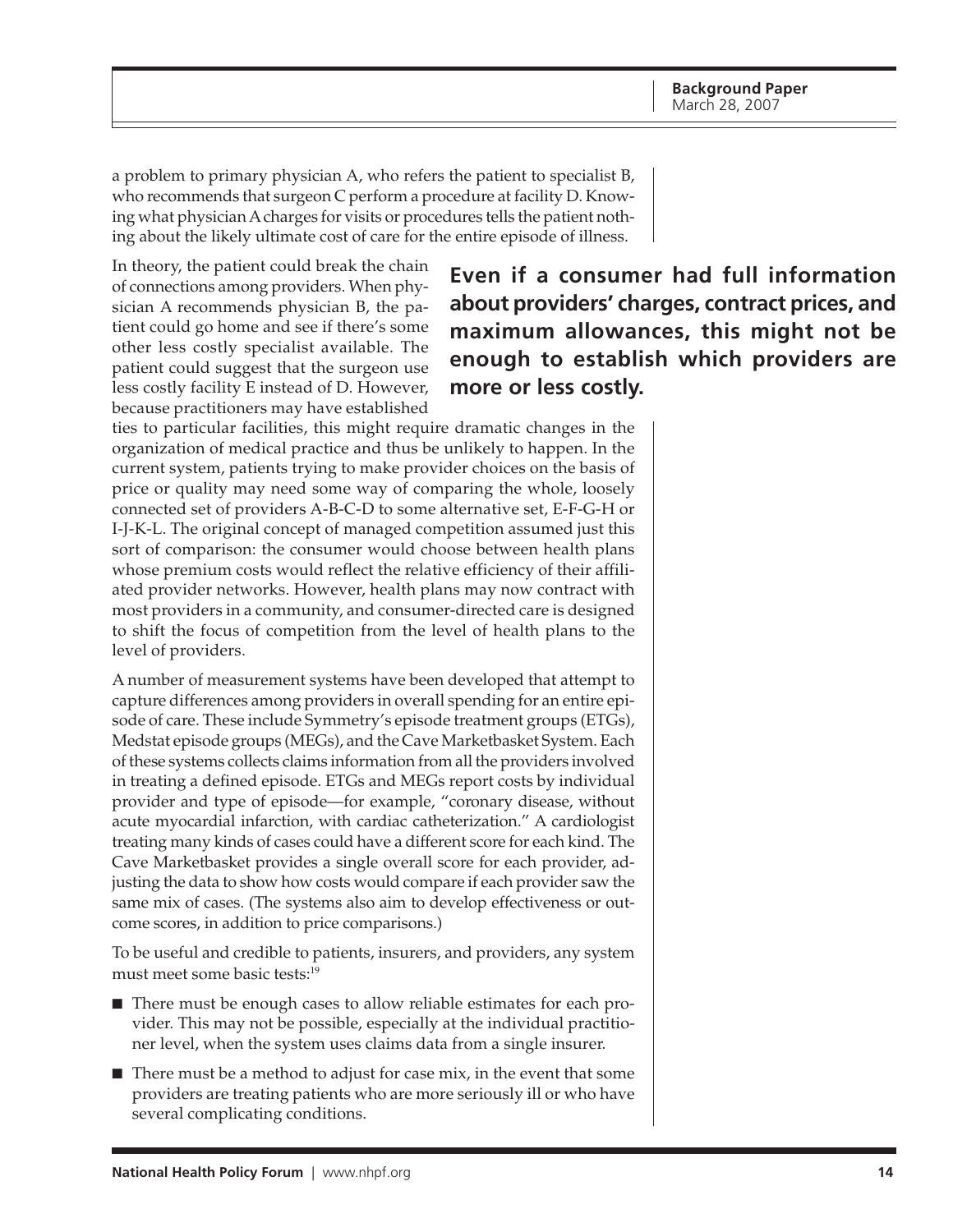a problem to primary physician A, who refers the patient to specialist B, who recommends that surgeon C perform a procedure at facility D. Knowing what physician A charges for visits or procedures tells the patient nothing about the likely ultimate cost of care for the entire episode of illness.

**Even if a consumer had full information about providers' charges, contract prices, and maximum allowances, this might not be enough to establish which providers are more or less costly.**

In theory, the patient could break the chain of connections among providers. When physician A recommends physician B, the patient could go home and see if there's some other less costly specialist available. The patient could suggest that the surgeon use less costly facility E instead of D. However, because practitioners may have established ties to particular facilities, this might require dramatic changes in the organization of medical practice and thus be unlikely to happen. In the current system, patients trying to make provider choices on the basis of price or quality may need some way of comparing the whole, loosely connected set of providers A-B-C-D to some alternative set, E-F-G-H or I-J-K-L. The original concept of managed competition assumed just this sort of comparison: the consumer would choose between health plans whose premium costs would reflect the relative efficiency of their affiliated provider networks. However, health plans may now contract with most providers in a community, and consumer-directed care is designed to shift the focus of competition from the level of health plans to the level of providers.

A number of measurement systems have been developed that attempt to capture differences among providers in overall spending for an entire episode of care. These include Symmetry's episode treatment groups (ETGs), Medstat episode groups (MEGs), and the Cave Marketbasket System. Each of these systems collects claims information from all the providers involved in treating a defined episode. ETGs and MEGs report costs by individual provider and type of episode—for example, "coronary disease, without acute myocardial infarction, with cardiac catheterization." A cardiologist treating many kinds of cases could have a different score for each kind. The Cave Marketbasket provides a single overall score for each provider, adjusting the data to show how costs would compare if each provider saw the same mix of cases. (The systems also aim to develop effectiveness or outcome scores, in addition to price comparisons.)

To be useful and credible to patients, insurers, and providers, any system must meet some basic tests:[19]

- There must be enough cases to allow reliable estimates for each provider. This may not be possible, especially at the individual practitioner level, when the system uses claims data from a single insurer.
- There must be a method to adjust for case mix, in the event that some providers are treating patients who are more seriously ill or who have several complicating conditions.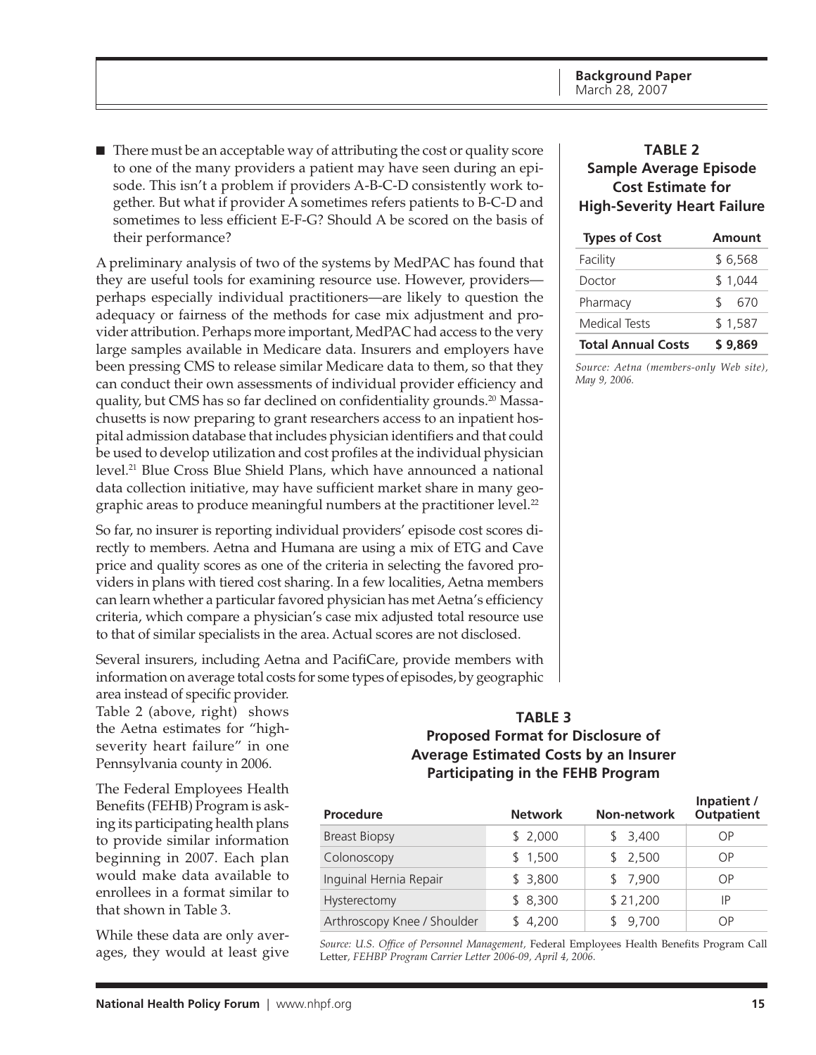- There must be an acceptable way of attributing the cost or quality score to one of the many providers a patient may have seen during an episode. This isn't a problem if providers A-B-C-D consistently work together. But what if provider A sometimes refers patients to B-C-D and sometimes to less efficient E-F-G? Should A be scored on the basis of their performance?

A preliminary analysis of two of the systems by MedPAC has found that they are useful tools for examining resource use. However, providers—perhaps especially individual practitioners—are likely to question the adequacy or fairness of the methods for case mix adjustment and provider attribution. Perhaps more important, MedPAC had access to the very large samples available in Medicare data. Insurers and employers have been pressing CMS to release similar Medicare data to them, so that they can conduct their own assessments of individual provider efficiency and quality, but CMS has so far declined on confidentiality grounds.[20] Massachusetts is now preparing to grant researchers access to an inpatient hospital admission database that includes physician identifiers and that could be used to develop utilization and cost profiles at the individual physician level.[21] Blue Cross Blue Shield Plans, which have announced a national data collection initiative, may have sufficient market share in many geographic areas to produce meaningful numbers at the practitioner level.[22]

So far, no insurer is reporting individual providers' episode cost scores directly to members. Aetna and Humana are using a mix of ETG and Cave price and quality scores as one of the criteria in selecting the favored providers in plans with tiered cost sharing. In a few localities, Aetna members can learn whether a particular favored physician has met Aetna's efficiency criteria, which compare a physician's case mix adjusted total resource use to that of similar specialists in the area. Actual scores are not disclosed.

Several insurers, including Aetna and PacifiCare, provide members with information on average total costs for some types of episodes, by geographic area instead of specific provider. Table 2 (above, right) shows the Aetna estimates for "high-severity heart failure" in one Pennsylvania county in 2006.

The Federal Employees Health Benefits (FEHB) Program is asking its participating health plans to provide similar information beginning in 2007. Each plan would make data available to enrollees in a format similar to that shown in Table 3.

While these data are only averages, they would at least give

**TABLE 2**
**Sample Average Episode Cost Estimate for High-Severity Heart Failure**

| Types of Cost | Amount |
|---|---|
| Facility | $ 6,568 |
| Doctor | $ 1,044 |
| Pharmacy | $ 670 |
| Medical Tests | $ 1,587 |
| **Total Annual Costs** | **$ 9,869** |

*Source: Aetna (members-only Web site), May 9, 2006.*

**TABLE 3**
**Proposed Format for Disclosure of Average Estimated Costs by an Insurer Participating in the FEHB Program**

| Procedure | Network | Non-network | Inpatient / Outpatient |
|---|---|---|---|
| Breast Biopsy | $ 2,000 | $ 3,400 | OP |
| Colonoscopy | $ 1,500 | $ 2,500 | OP |
| Inguinal Hernia Repair | $ 3,800 | $ 7,900 | OP |
| Hysterectomy | $ 8,300 | $ 21,200 | IP |
| Arthroscopy Knee / Shoulder | $ 4,200 | $ 9,700 | OP |

*Source: U.S. Office of Personnel Management,* Federal Employees Health Benefits Program Call Letter*, FEHBP Program Carrier Letter 2006-09, April 4, 2006.*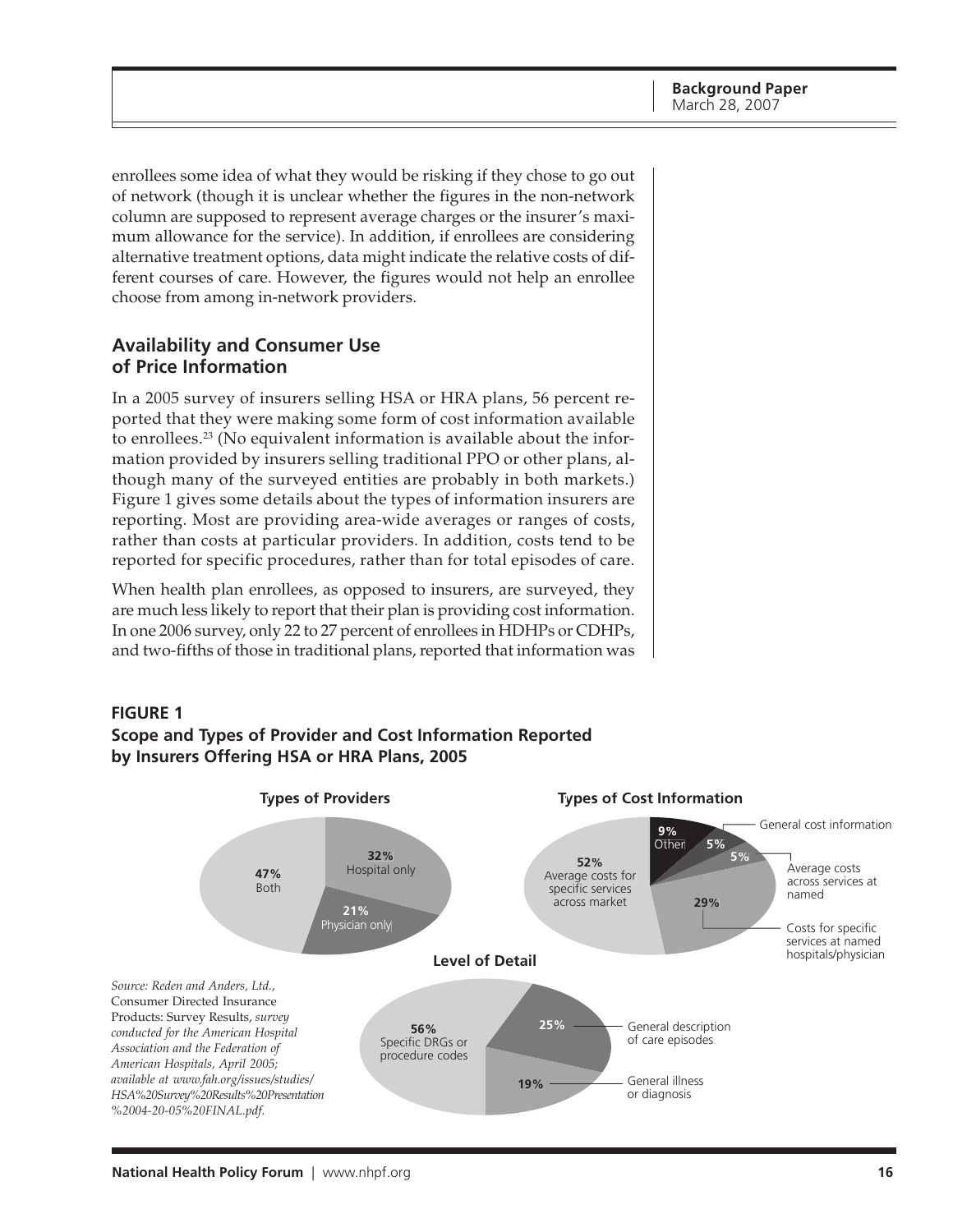enrollees some idea of what they would be risking if they chose to go out of network (though it is unclear whether the figures in the non-network column are supposed to represent average charges or the insurer's maximum allowance for the service). In addition, if enrollees are considering alternative treatment options, data might indicate the relative costs of different courses of care. However, the figures would not help an enrollee choose from among in-network providers.

## Availability and Consumer Use of Price Information

In a 2005 survey of insurers selling HSA or HRA plans, 56 percent reported that they were making some form of cost information available to enrollees.[23] (No equivalent information is available about the information provided by insurers selling traditional PPO or other plans, although many of the surveyed entities are probably in both markets.) Figure 1 gives some details about the types of information insurers are reporting. Most are providing area-wide averages or ranges of costs, rather than costs at particular providers. In addition, costs tend to be reported for specific procedures, rather than for total episodes of care.

When health plan enrollees, as opposed to insurers, are surveyed, they are much less likely to report that their plan is providing cost information. In one 2006 survey, only 22 to 27 percent of enrollees in HDHPs or CDHPs, and two-fifths of those in traditional plans, reported that information was

**FIGURE 1**
**Scope and Types of Provider and Cost Information Reported by Insurers Offering HSA or HRA Plans, 2005**

**Types of Providers**

- 47% Both
- 32% Hospital only
- 21% Physician only

**Types of Cost Information**

- 52% Average costs for specific services across market
- 29% Costs for specific services at named hospitals/physician
- 9% Other
- 5% General cost information
- 5% Average costs across services at named

**Level of Detail**

- 56% Specific DRGs or procedure codes
- 25% General description of care episodes
- 19% General illness or diagnosis

*Source: Reden and Anders, Ltd.,* Consumer Directed Insurance Products: Survey Results, *survey conducted for the American Hospital Association and the Federation of American Hospitals, April 2005; available at www.fah.org/issues/studies/HSA%20Survey%20Results%20Presentation%2004-20-05%20FINAL.pdf.*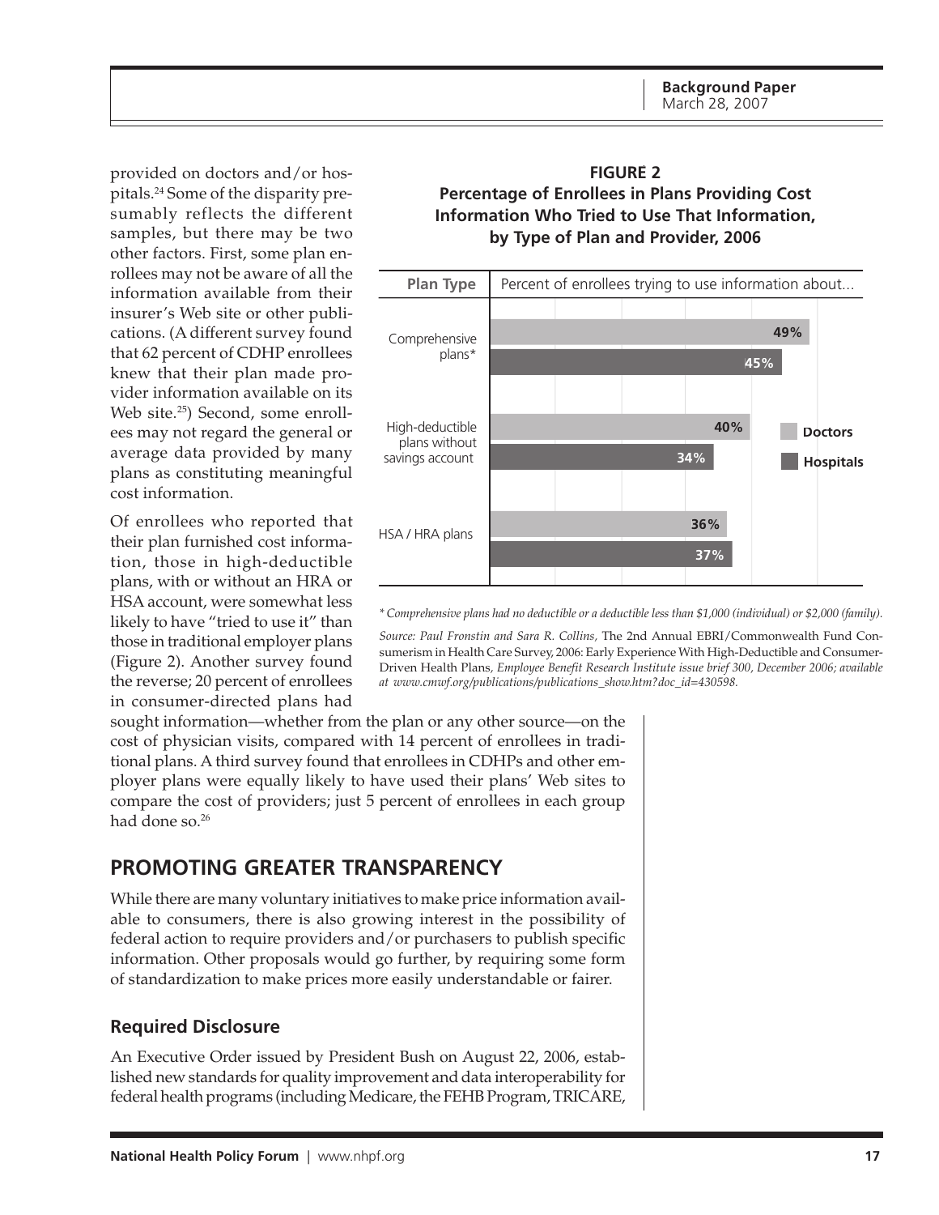provided on doctors and/or hospitals.[24] Some of the disparity presumably reflects the different samples, but there may be two other factors. First, some plan enrollees may not be aware of all the information available from their insurer's Web site or other publications. (A different survey found that 62 percent of CDHP enrollees knew that their plan made provider information available on its Web site.[25]) Second, some enrollees may not regard the general or average data provided by many plans as constituting meaningful cost information.

Of enrollees who reported that their plan furnished cost information, those in high-deductible plans, with or without an HRA or HSA account, were somewhat less likely to have "tried to use it" than those in traditional employer plans (Figure 2). Another survey found the reverse; 20 percent of enrollees in consumer-directed plans had sought information—whether from the plan or any other source—on the cost of physician visits, compared with 14 percent of enrollees in traditional plans. A third survey found that enrollees in CDHPs and other employer plans were equally likely to have used their plans' Web sites to compare the cost of providers; just 5 percent of enrollees in each group had done so.[26]

**FIGURE 2**
**Percentage of Enrollees in Plans Providing Cost Information Who Tried to Use That Information, by Type of Plan and Provider, 2006**

| Plan Type | Percent of enrollees trying to use information about... Doctors | Hospitals |
|---|---|---|
| Comprehensive plans* | 49% | 45% |
| High-deductible plans without savings account | 40% | 34% |
| HSA / HRA plans | 36% | 37% |

*\* Comprehensive plans had no deductible or a deductible less than $1,000 (individual) or $2,000 (family).*

*Source: Paul Fronstin and Sara R. Collins,* The 2nd Annual EBRI/Commonwealth Fund Consumerism in Health Care Survey, 2006: Early Experience With High-Deductible and Consumer-Driven Health Plans*, Employee Benefit Research Institute issue brief 300, December 2006; available at www.cmwf.org/publications/publications_show.htm?doc_id=430598.*

## PROMOTING GREATER TRANSPARENCY

While there are many voluntary initiatives to make price information available to consumers, there is also growing interest in the possibility of federal action to require providers and/or purchasers to publish specific information. Other proposals would go further, by requiring some form of standardization to make prices more easily understandable or fairer.

### Required Disclosure

An Executive Order issued by President Bush on August 22, 2006, established new standards for quality improvement and data interoperability for federal health programs (including Medicare, the FEHB Program, TRICARE,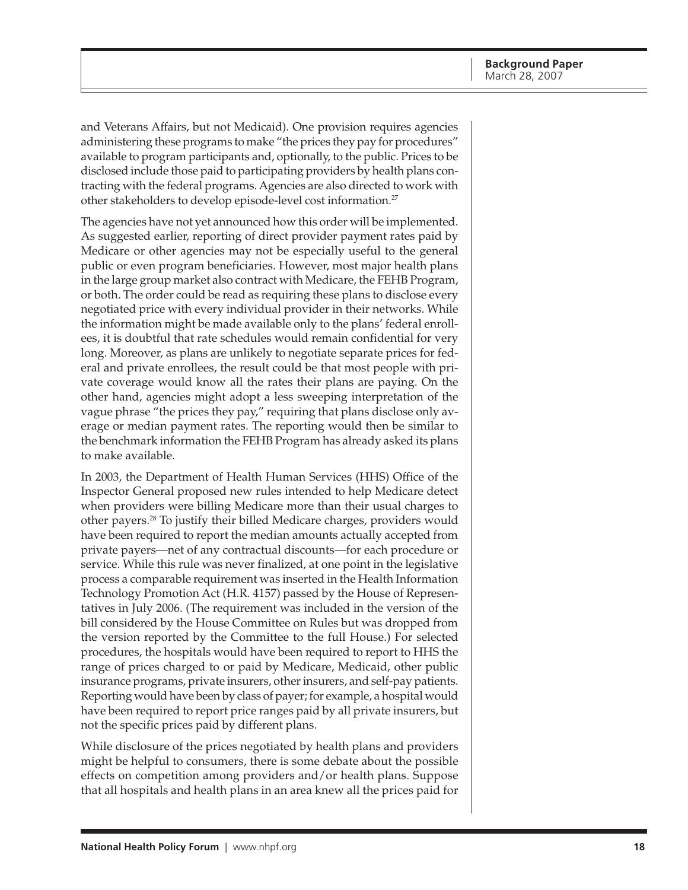and Veterans Affairs, but not Medicaid). One provision requires agencies administering these programs to make "the prices they pay for procedures" available to program participants and, optionally, to the public. Prices to be disclosed include those paid to participating providers by health plans contracting with the federal programs. Agencies are also directed to work with other stakeholders to develop episode-level cost information.[27]

The agencies have not yet announced how this order will be implemented. As suggested earlier, reporting of direct provider payment rates paid by Medicare or other agencies may not be especially useful to the general public or even program beneficiaries. However, most major health plans in the large group market also contract with Medicare, the FEHB Program, or both. The order could be read as requiring these plans to disclose every negotiated price with every individual provider in their networks. While the information might be made available only to the plans' federal enrollees, it is doubtful that rate schedules would remain confidential for very long. Moreover, as plans are unlikely to negotiate separate prices for federal and private enrollees, the result could be that most people with private coverage would know all the rates their plans are paying. On the other hand, agencies might adopt a less sweeping interpretation of the vague phrase "the prices they pay," requiring that plans disclose only average or median payment rates. The reporting would then be similar to the benchmark information the FEHB Program has already asked its plans to make available.

In 2003, the Department of Health Human Services (HHS) Office of the Inspector General proposed new rules intended to help Medicare detect when providers were billing Medicare more than their usual charges to other payers.[28] To justify their billed Medicare charges, providers would have been required to report the median amounts actually accepted from private payers—net of any contractual discounts—for each procedure or service. While this rule was never finalized, at one point in the legislative process a comparable requirement was inserted in the Health Information Technology Promotion Act (H.R. 4157) passed by the House of Representatives in July 2006. (The requirement was included in the version of the bill considered by the House Committee on Rules but was dropped from the version reported by the Committee to the full House.) For selected procedures, the hospitals would have been required to report to HHS the range of prices charged to or paid by Medicare, Medicaid, other public insurance programs, private insurers, other insurers, and self-pay patients. Reporting would have been by class of payer; for example, a hospital would have been required to report price ranges paid by all private insurers, but not the specific prices paid by different plans.

While disclosure of the prices negotiated by health plans and providers might be helpful to consumers, there is some debate about the possible effects on competition among providers and/or health plans. Suppose that all hospitals and health plans in an area knew all the prices paid for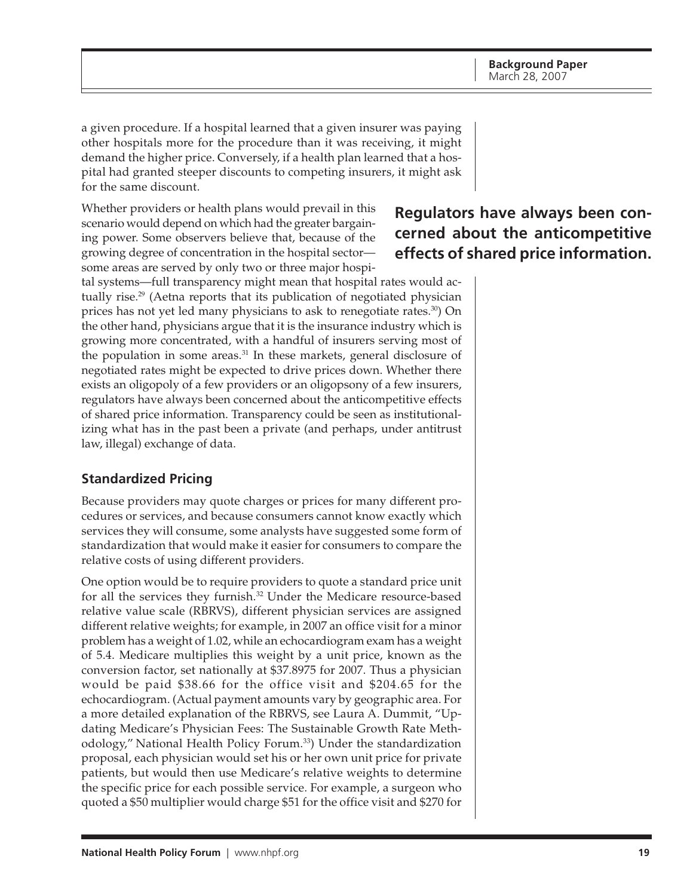a given procedure. If a hospital learned that a given insurer was paying other hospitals more for the procedure than it was receiving, it might demand the higher price. Conversely, if a health plan learned that a hospital had granted steeper discounts to competing insurers, it might ask for the same discount.

Whether providers or health plans would prevail in this scenario would depend on which had the greater bargaining power. Some observers believe that, because of the growing degree of concentration in the hospital sector—some areas are served by only two or three major hospital systems—full transparency might mean that hospital rates would actually rise.[29] (Aetna reports that its publication of negotiated physician prices has not yet led many physicians to ask to renegotiate rates.[30]) On the other hand, physicians argue that it is the insurance industry which is growing more concentrated, with a handful of insurers serving most of the population in some areas.[31] In these markets, general disclosure of negotiated rates might be expected to drive prices down. Whether there exists an oligopoly of a few providers or an oligopsony of a few insurers, regulators have always been concerned about the anticompetitive effects of shared price information. Transparency could be seen as institutionalizing what has in the past been a private (and perhaps, under antitrust law, illegal) exchange of data.

**Regulators have always been concerned about the anticompetitive effects of shared price information.**

### Standardized Pricing

Because providers may quote charges or prices for many different procedures or services, and because consumers cannot know exactly which services they will consume, some analysts have suggested some form of standardization that would make it easier for consumers to compare the relative costs of using different providers.

One option would be to require providers to quote a standard price unit for all the services they furnish.[32] Under the Medicare resource-based relative value scale (RBRVS), different physician services are assigned different relative weights; for example, in 2007 an office visit for a minor problem has a weight of 1.02, while an echocardiogram exam has a weight of 5.4. Medicare multiplies this weight by a unit price, known as the conversion factor, set nationally at $37.8975 for 2007. Thus a physician would be paid $38.66 for the office visit and $204.65 for the echocardiogram. (Actual payment amounts vary by geographic area. For a more detailed explanation of the RBRVS, see Laura A. Dummit, "Updating Medicare's Physician Fees: The Sustainable Growth Rate Methodology," National Health Policy Forum.[33]) Under the standardization proposal, each physician would set his or her own unit price for private patients, but would then use Medicare's relative weights to determine the specific price for each possible service. For example, a surgeon who quoted a $50 multiplier would charge $51 for the office visit and $270 for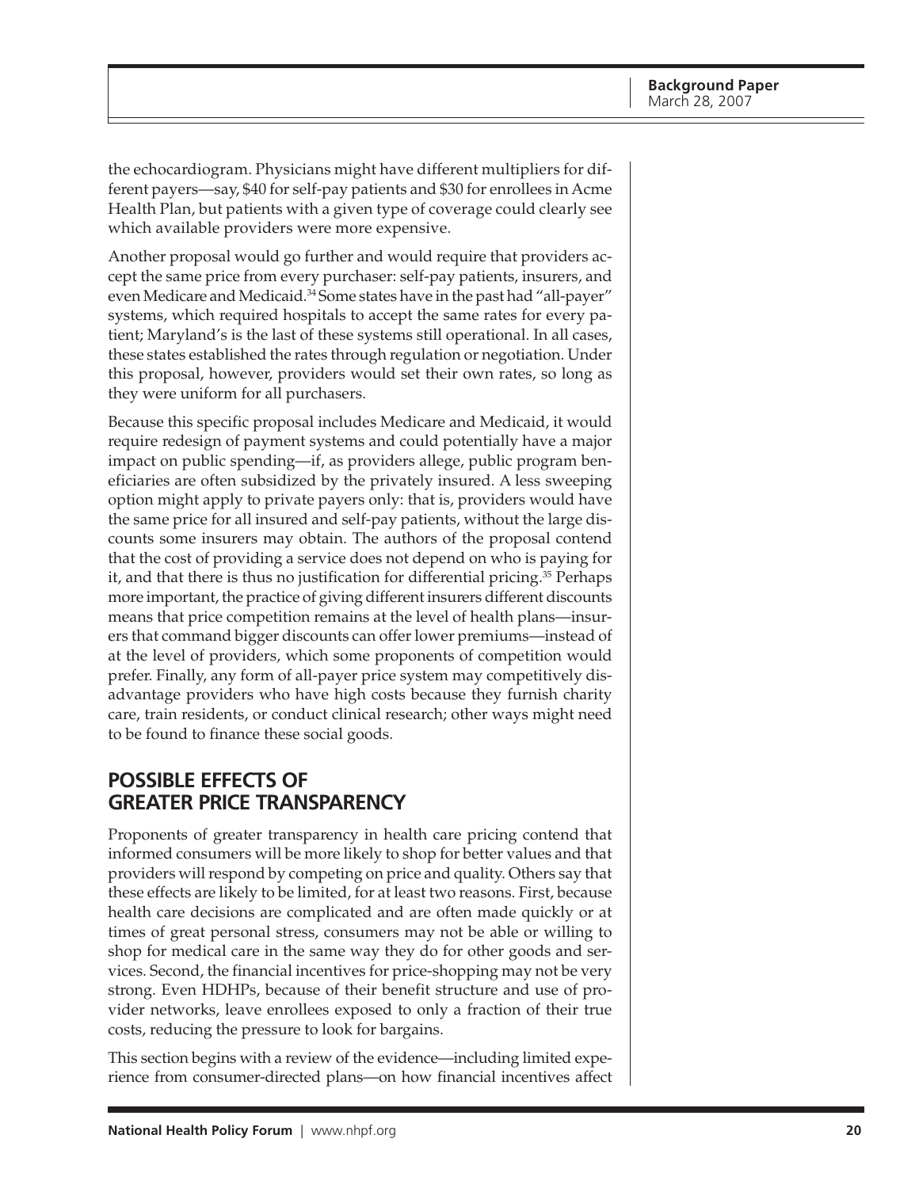the echocardiogram. Physicians might have different multipliers for different payers—say, $40 for self-pay patients and $30 for enrollees in Acme Health Plan, but patients with a given type of coverage could clearly see which available providers were more expensive.

Another proposal would go further and would require that providers accept the same price from every purchaser: self-pay patients, insurers, and even Medicare and Medicaid.[34] Some states have in the past had "all-payer" systems, which required hospitals to accept the same rates for every patient; Maryland's is the last of these systems still operational. In all cases, these states established the rates through regulation or negotiation. Under this proposal, however, providers would set their own rates, so long as they were uniform for all purchasers.

Because this specific proposal includes Medicare and Medicaid, it would require redesign of payment systems and could potentially have a major impact on public spending—if, as providers allege, public program beneficiaries are often subsidized by the privately insured. A less sweeping option might apply to private payers only: that is, providers would have the same price for all insured and self-pay patients, without the large discounts some insurers may obtain. The authors of the proposal contend that the cost of providing a service does not depend on who is paying for it, and that there is thus no justification for differential pricing.[35] Perhaps more important, the practice of giving different insurers different discounts means that price competition remains at the level of health plans—insurers that command bigger discounts can offer lower premiums—instead of at the level of providers, which some proponents of competition would prefer. Finally, any form of all-payer price system may competitively disadvantage providers who have high costs because they furnish charity care, train residents, or conduct clinical research; other ways might need to be found to finance these social goods.

## POSSIBLE EFFECTS OF GREATER PRICE TRANSPARENCY

Proponents of greater transparency in health care pricing contend that informed consumers will be more likely to shop for better values and that providers will respond by competing on price and quality. Others say that these effects are likely to be limited, for at least two reasons. First, because health care decisions are complicated and are often made quickly or at times of great personal stress, consumers may not be able or willing to shop for medical care in the same way they do for other goods and services. Second, the financial incentives for price-shopping may not be very strong. Even HDHPs, because of their benefit structure and use of provider networks, leave enrollees exposed to only a fraction of their true costs, reducing the pressure to look for bargains.

This section begins with a review of the evidence—including limited experience from consumer-directed plans—on how financial incentives affect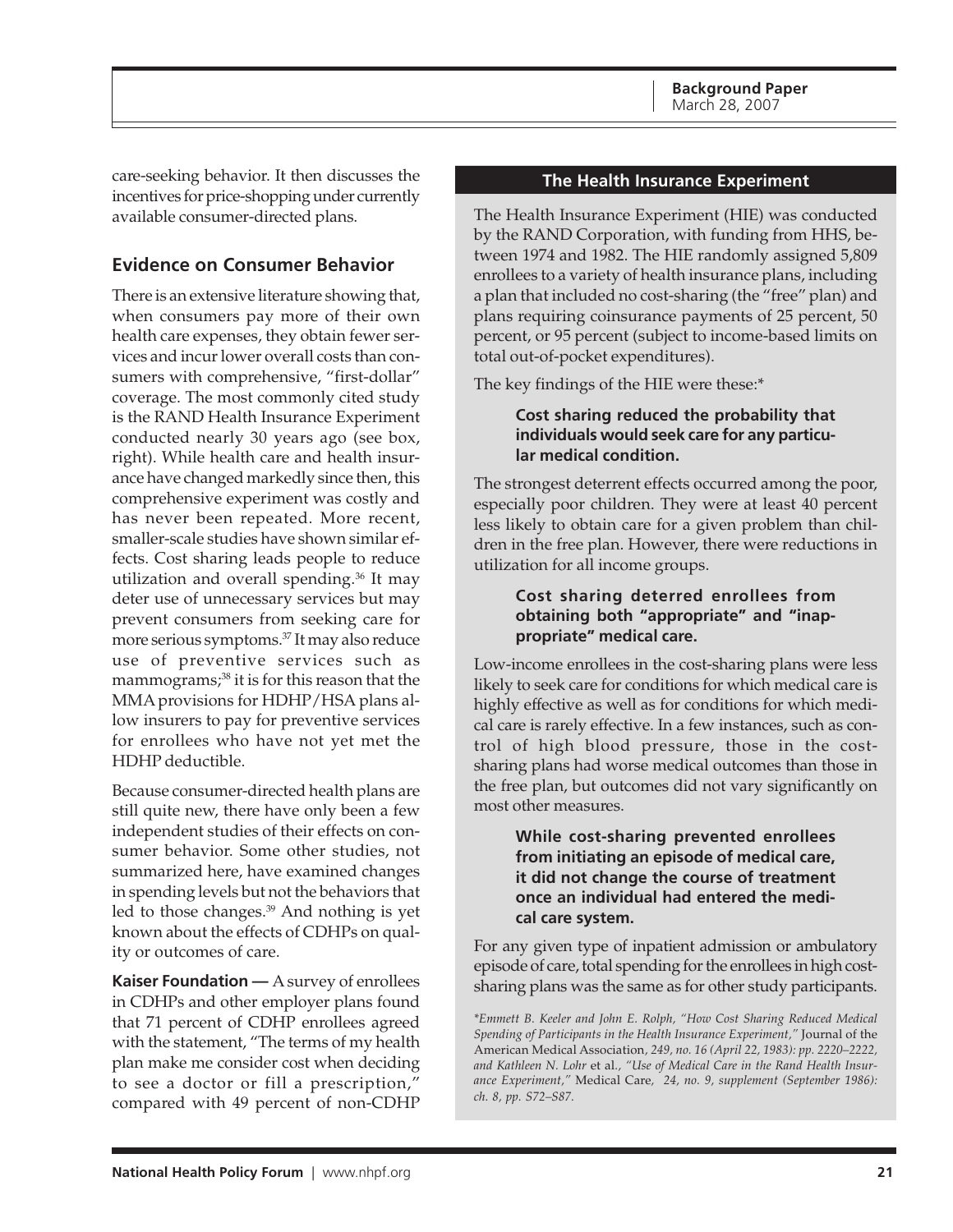care-seeking behavior. It then discusses the incentives for price-shopping under currently available consumer-directed plans.

## Evidence on Consumer Behavior

There is an extensive literature showing that, when consumers pay more of their own health care expenses, they obtain fewer services and incur lower overall costs than consumers with comprehensive, "first-dollar" coverage. The most commonly cited study is the RAND Health Insurance Experiment conducted nearly 30 years ago (see box, right). While health care and health insurance have changed markedly since then, this comprehensive experiment was costly and has never been repeated. More recent, smaller-scale studies have shown similar effects. Cost sharing leads people to reduce utilization and overall spending.[36] It may deter use of unnecessary services but may prevent consumers from seeking care for more serious symptoms.[37] It may also reduce use of preventive services such as mammograms;[38] it is for this reason that the MMA provisions for HDHP/HSA plans allow insurers to pay for preventive services for enrollees who have not yet met the HDHP deductible.

Because consumer-directed health plans are still quite new, there have only been a few independent studies of their effects on consumer behavior. Some other studies, not summarized here, have examined changes in spending levels but not the behaviors that led to those changes.[39] And nothing is yet known about the effects of CDHPs on quality or outcomes of care.

**Kaiser Foundation —** A survey of enrollees in CDHPs and other employer plans found that 71 percent of CDHP enrollees agreed with the statement, "The terms of my health plan make me consider cost when deciding to see a doctor or fill a prescription," compared with 49 percent of non-CDHP

### The Health Insurance Experiment

The Health Insurance Experiment (HIE) was conducted by the RAND Corporation, with funding from HHS, between 1974 and 1982. The HIE randomly assigned 5,809 enrollees to a variety of health insurance plans, including a plan that included no cost-sharing (the "free" plan) and plans requiring coinsurance payments of 25 percent, 50 percent, or 95 percent (subject to income-based limits on total out-of-pocket expenditures).

The key findings of the HIE were these:*

> **Cost sharing reduced the probability that individuals would seek care for any particular medical condition.**

The strongest deterrent effects occurred among the poor, especially poor children. They were at least 40 percent less likely to obtain care for a given problem than children in the free plan. However, there were reductions in utilization for all income groups.

> **Cost sharing deterred enrollees from obtaining both "appropriate" and "inappropriate" medical care.**

Low-income enrollees in the cost-sharing plans were less likely to seek care for conditions for which medical care is highly effective as well as for conditions for which medical care is rarely effective. In a few instances, such as control of high blood pressure, those in the cost-sharing plans had worse medical outcomes than those in the free plan, but outcomes did not vary significantly on most other measures.

> **While cost-sharing prevented enrollees from initiating an episode of medical care, it did not change the course of treatment once an individual had entered the medical care system.**

For any given type of inpatient admission or ambulatory episode of care, total spending for the enrollees in high cost-sharing plans was the same as for other study participants.

*\*Emmett B. Keeler and John E. Rolph, "How Cost Sharing Reduced Medical Spending of Participants in the Health Insurance Experiment,"* Journal of the American Medical Association*, 249, no. 16 (April 22, 1983): pp. 2220–2222, and Kathleen N. Lohr* et al.*, "Use of Medical Care in the Rand Health Insurance Experiment,"* Medical Care*, 24, no. 9, supplement (September 1986): ch. 8, pp. S72–S87.*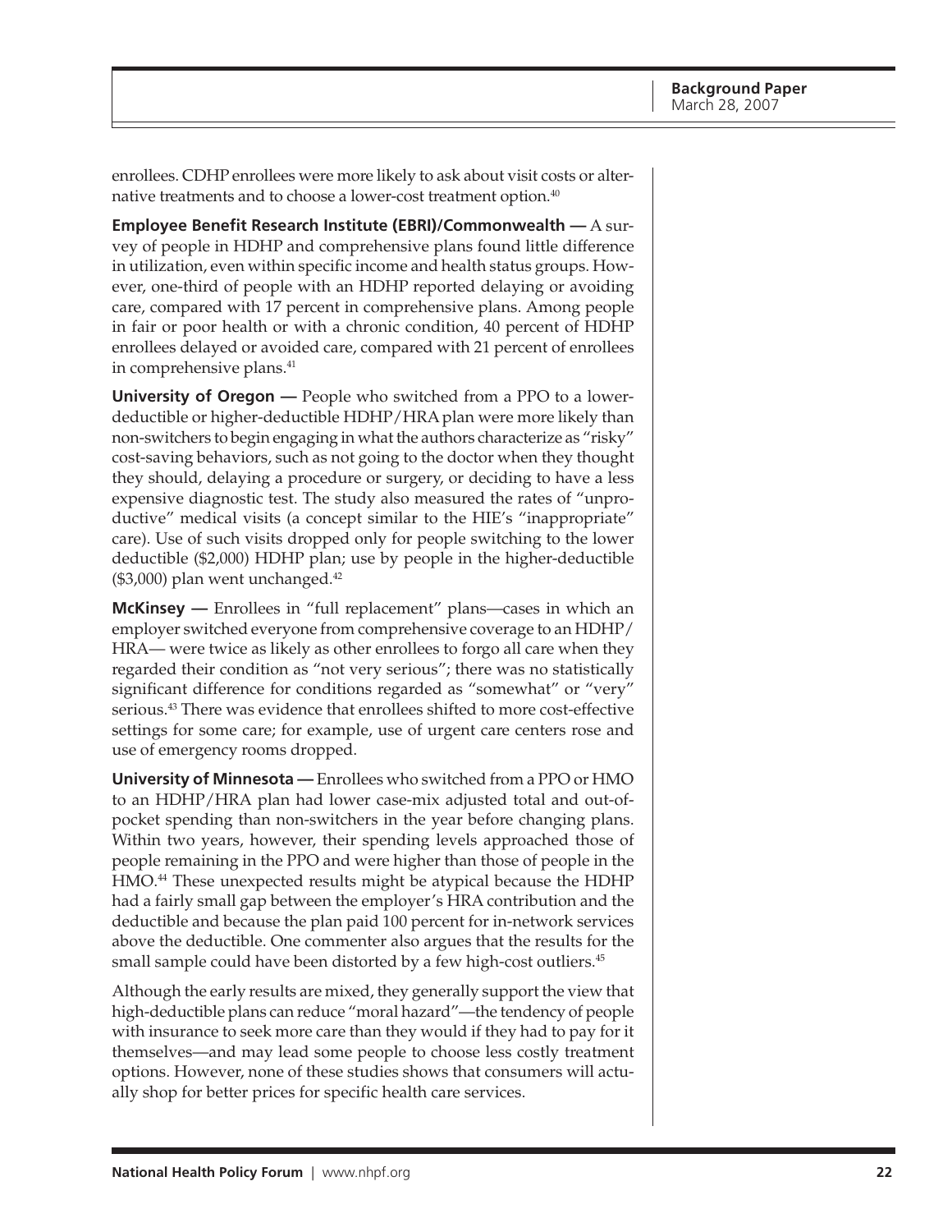enrollees. CDHP enrollees were more likely to ask about visit costs or alternative treatments and to choose a lower-cost treatment option.[40]

**Employee Benefit Research Institute (EBRI)/Commonwealth —** A survey of people in HDHP and comprehensive plans found little difference in utilization, even within specific income and health status groups. However, one-third of people with an HDHP reported delaying or avoiding care, compared with 17 percent in comprehensive plans. Among people in fair or poor health or with a chronic condition, 40 percent of HDHP enrollees delayed or avoided care, compared with 21 percent of enrollees in comprehensive plans.[41]

**University of Oregon —** People who switched from a PPO to a lower-deductible or higher-deductible HDHP/HRA plan were more likely than non-switchers to begin engaging in what the authors characterize as "risky" cost-saving behaviors, such as not going to the doctor when they thought they should, delaying a procedure or surgery, or deciding to have a less expensive diagnostic test. The study also measured the rates of "unproductive" medical visits (a concept similar to the HIE's "inappropriate" care). Use of such visits dropped only for people switching to the lower deductible ($2,000) HDHP plan; use by people in the higher-deductible ($3,000) plan went unchanged.[42]

**McKinsey —** Enrollees in "full replacement" plans—cases in which an employer switched everyone from comprehensive coverage to an HDHP/HRA— were twice as likely as other enrollees to forgo all care when they regarded their condition as "not very serious"; there was no statistically significant difference for conditions regarded as "somewhat" or "very" serious.[43] There was evidence that enrollees shifted to more cost-effective settings for some care; for example, use of urgent care centers rose and use of emergency rooms dropped.

**University of Minnesota —** Enrollees who switched from a PPO or HMO to an HDHP/HRA plan had lower case-mix adjusted total and out-of-pocket spending than non-switchers in the year before changing plans. Within two years, however, their spending levels approached those of people remaining in the PPO and were higher than those of people in the HMO.[44] These unexpected results might be atypical because the HDHP had a fairly small gap between the employer's HRA contribution and the deductible and because the plan paid 100 percent for in-network services above the deductible. One commenter also argues that the results for the small sample could have been distorted by a few high-cost outliers.[45]

Although the early results are mixed, they generally support the view that high-deductible plans can reduce "moral hazard"—the tendency of people with insurance to seek more care than they would if they had to pay for it themselves—and may lead some people to choose less costly treatment options. However, none of these studies shows that consumers will actually shop for better prices for specific health care services.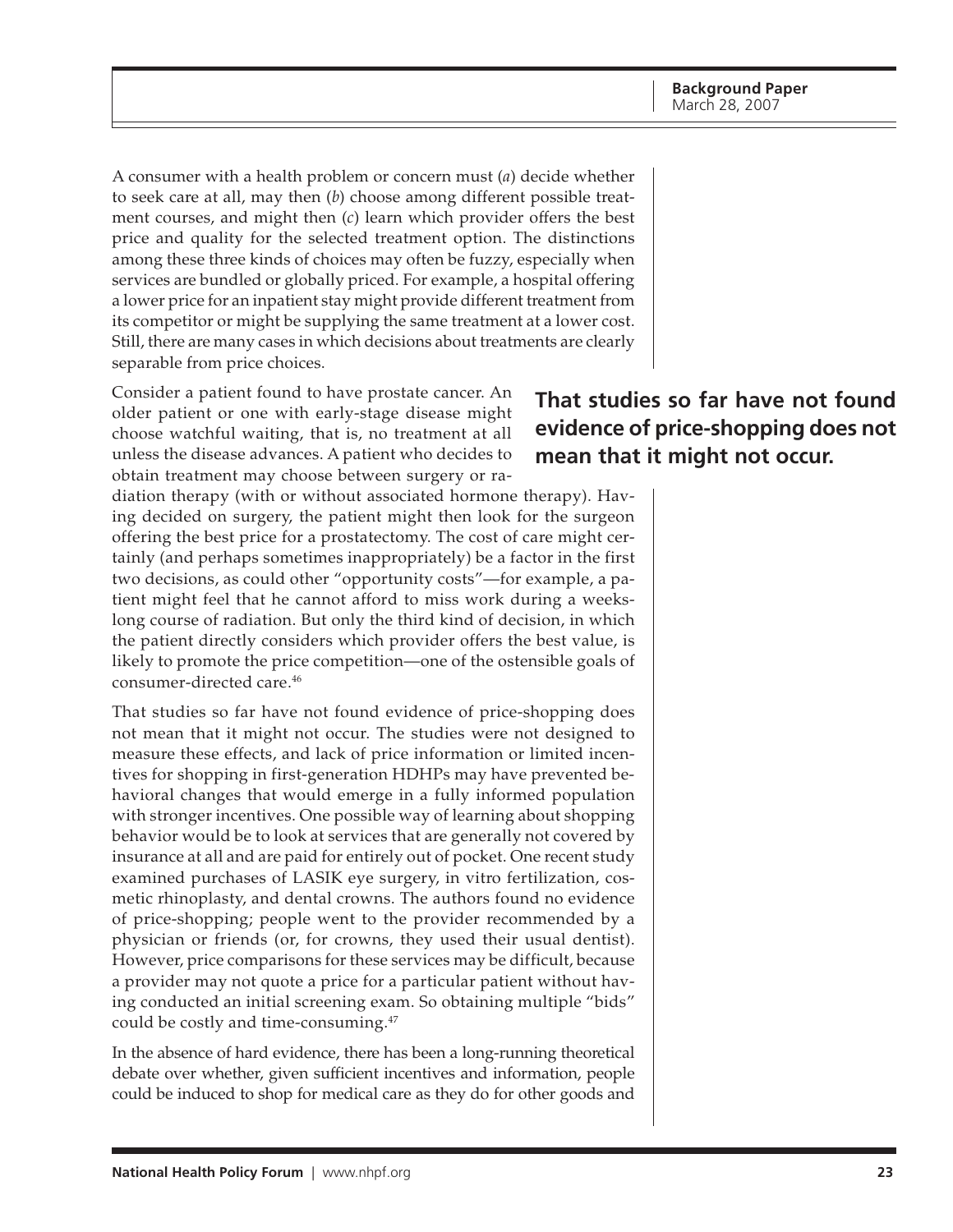A consumer with a health problem or concern must (*a*) decide whether to seek care at all, may then (*b*) choose among different possible treatment courses, and might then (*c*) learn which provider offers the best price and quality for the selected treatment option. The distinctions among these three kinds of choices may often be fuzzy, especially when services are bundled or globally priced. For example, a hospital offering a lower price for an inpatient stay might provide different treatment from its competitor or might be supplying the same treatment at a lower cost. Still, there are many cases in which decisions about treatments are clearly separable from price choices.

**That studies so far have not found evidence of price-shopping does not mean that it might not occur.**

Consider a patient found to have prostate cancer. An older patient or one with early-stage disease might choose watchful waiting, that is, no treatment at all unless the disease advances. A patient who decides to obtain treatment may choose between surgery or radiation therapy (with or without associated hormone therapy). Having decided on surgery, the patient might then look for the surgeon offering the best price for a prostatectomy. The cost of care might certainly (and perhaps sometimes inappropriately) be a factor in the first two decisions, as could other "opportunity costs"—for example, a patient might feel that he cannot afford to miss work during a weeks-long course of radiation. But only the third kind of decision, in which the patient directly considers which provider offers the best value, is likely to promote the price competition—one of the ostensible goals of consumer-directed care.[46]

That studies so far have not found evidence of price-shopping does not mean that it might not occur. The studies were not designed to measure these effects, and lack of price information or limited incentives for shopping in first-generation HDHPs may have prevented behavioral changes that would emerge in a fully informed population with stronger incentives. One possible way of learning about shopping behavior would be to look at services that are generally not covered by insurance at all and are paid for entirely out of pocket. One recent study examined purchases of LASIK eye surgery, in vitro fertilization, cosmetic rhinoplasty, and dental crowns. The authors found no evidence of price-shopping; people went to the provider recommended by a physician or friends (or, for crowns, they used their usual dentist). However, price comparisons for these services may be difficult, because a provider may not quote a price for a particular patient without having conducted an initial screening exam. So obtaining multiple "bids" could be costly and time-consuming.[47]

In the absence of hard evidence, there has been a long-running theoretical debate over whether, given sufficient incentives and information, people could be induced to shop for medical care as they do for other goods and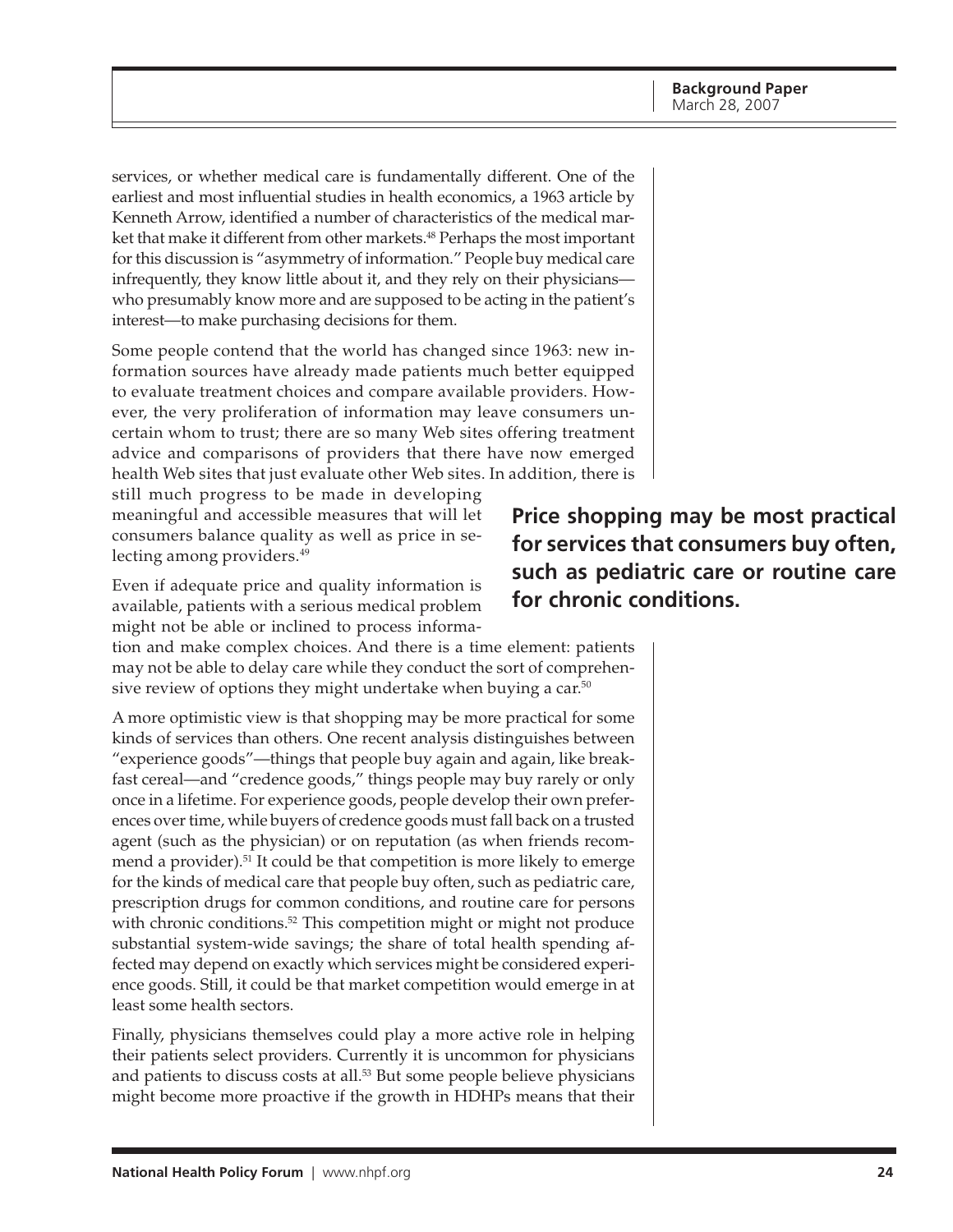services, or whether medical care is fundamentally different. One of the earliest and most influential studies in health economics, a 1963 article by Kenneth Arrow, identified a number of characteristics of the medical market that make it different from other markets.[48] Perhaps the most important for this discussion is "asymmetry of information." People buy medical care infrequently, they know little about it, and they rely on their physicians—who presumably know more and are supposed to be acting in the patient's interest—to make purchasing decisions for them.

Some people contend that the world has changed since 1963: new information sources have already made patients much better equipped to evaluate treatment choices and compare available providers. However, the very proliferation of information may leave consumers uncertain whom to trust; there are so many Web sites offering treatment advice and comparisons of providers that there have now emerged health Web sites that just evaluate other Web sites. In addition, there is still much progress to be made in developing meaningful and accessible measures that will let consumers balance quality as well as price in selecting among providers.[49]

**Price shopping may be most practical for services that consumers buy often, such as pediatric care or routine care for chronic conditions.**

Even if adequate price and quality information is available, patients with a serious medical problem might not be able or inclined to process information and make complex choices. And there is a time element: patients may not be able to delay care while they conduct the sort of comprehensive review of options they might undertake when buying a car.[50]

A more optimistic view is that shopping may be more practical for some kinds of services than others. One recent analysis distinguishes between "experience goods"—things that people buy again and again, like breakfast cereal—and "credence goods," things people may buy rarely or only once in a lifetime. For experience goods, people develop their own preferences over time, while buyers of credence goods must fall back on a trusted agent (such as the physician) or on reputation (as when friends recommend a provider).[51] It could be that competition is more likely to emerge for the kinds of medical care that people buy often, such as pediatric care, prescription drugs for common conditions, and routine care for persons with chronic conditions.[52] This competition might or might not produce substantial system-wide savings; the share of total health spending affected may depend on exactly which services might be considered experience goods. Still, it could be that market competition would emerge in at least some health sectors.

Finally, physicians themselves could play a more active role in helping their patients select providers. Currently it is uncommon for physicians and patients to discuss costs at all.[53] But some people believe physicians might become more proactive if the growth in HDHPs means that their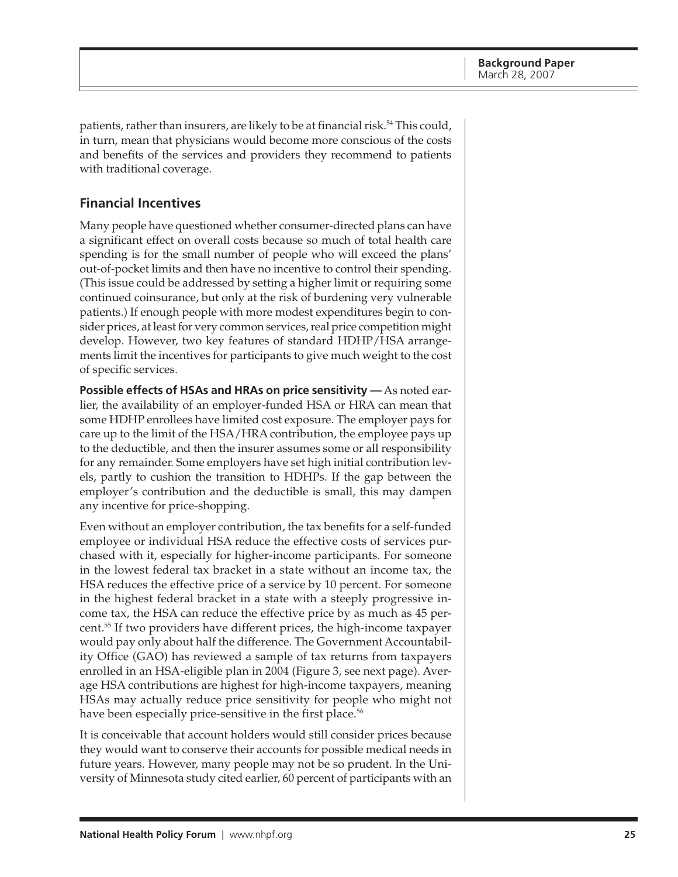patients, rather than insurers, are likely to be at financial risk.[54] This could, in turn, mean that physicians would become more conscious of the costs and benefits of the services and providers they recommend to patients with traditional coverage.

## Financial Incentives

Many people have questioned whether consumer-directed plans can have a significant effect on overall costs because so much of total health care spending is for the small number of people who will exceed the plans' out-of-pocket limits and then have no incentive to control their spending. (This issue could be addressed by setting a higher limit or requiring some continued coinsurance, but only at the risk of burdening very vulnerable patients.) If enough people with more modest expenditures begin to consider prices, at least for very common services, real price competition might develop. However, two key features of standard HDHP/HSA arrangements limit the incentives for participants to give much weight to the cost of specific services.

**Possible effects of HSAs and HRAs on price sensitivity —** As noted earlier, the availability of an employer-funded HSA or HRA can mean that some HDHP enrollees have limited cost exposure. The employer pays for care up to the limit of the HSA/HRA contribution, the employee pays up to the deductible, and then the insurer assumes some or all responsibility for any remainder. Some employers have set high initial contribution levels, partly to cushion the transition to HDHPs. If the gap between the employer's contribution and the deductible is small, this may dampen any incentive for price-shopping.

Even without an employer contribution, the tax benefits for a self-funded employee or individual HSA reduce the effective costs of services purchased with it, especially for higher-income participants. For someone in the lowest federal tax bracket in a state without an income tax, the HSA reduces the effective price of a service by 10 percent. For someone in the highest federal bracket in a state with a steeply progressive income tax, the HSA can reduce the effective price by as much as 45 percent.[55] If two providers have different prices, the high-income taxpayer would pay only about half the difference. The Government Accountability Office (GAO) has reviewed a sample of tax returns from taxpayers enrolled in an HSA-eligible plan in 2004 (Figure 3, see next page). Average HSA contributions are highest for high-income taxpayers, meaning HSAs may actually reduce price sensitivity for people who might not have been especially price-sensitive in the first place.[56]

It is conceivable that account holders would still consider prices because they would want to conserve their accounts for possible medical needs in future years. However, many people may not be so prudent. In the University of Minnesota study cited earlier, 60 percent of participants with an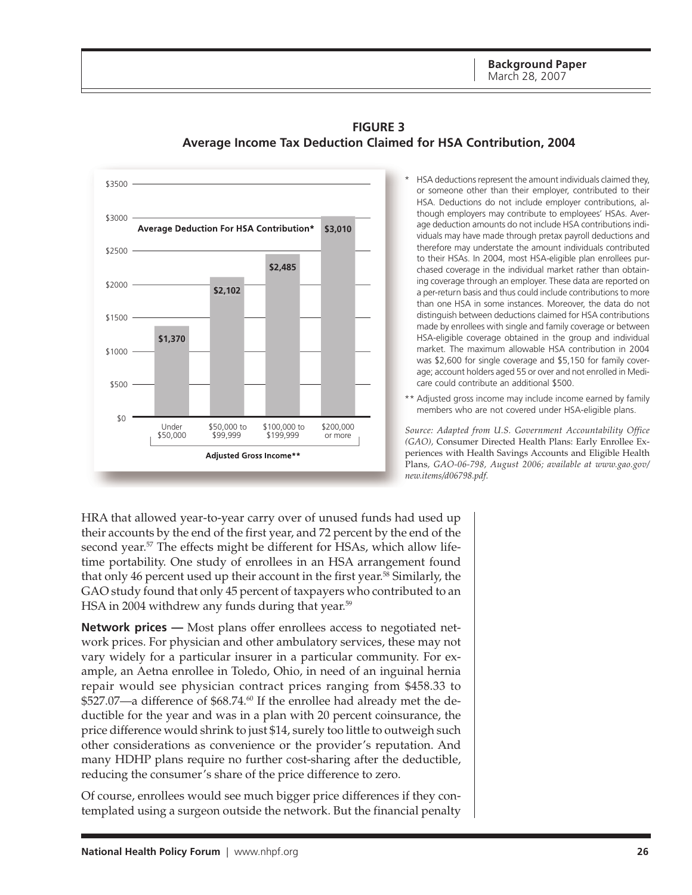**FIGURE 3**
**Average Income Tax Deduction Claimed for HSA Contribution, 2004**

**Average Deduction For HSA Contribution***

| Adjusted Gross Income** | Average Deduction |
|---|---|
| Under $50,000 | $1,370 |
| $50,000 to $99,999 | $2,102 |
| $100,000 to $199,999 | $2,485 |
| $200,000 or more | $3,010 |

\* HSA deductions represent the amount individuals claimed they, or someone other than their employer, contributed to their HSA. Deductions do not include employer contributions, although employers may contribute to employees' HSAs. Average deduction amounts do not include HSA contributions individuals may have made through pretax payroll deductions and therefore may understate the amount individuals contributed to their HSAs. In 2004, most HSA-eligible plan enrollees purchased coverage in the individual market rather than obtaining coverage through an employer. These data are reported on a per-return basis and thus could include contributions to more than one HSA in some instances. Moreover, the data do not distinguish between deductions claimed for HSA contributions made by enrollees with single and family coverage or between HSA-eligible coverage obtained in the group and individual market. The maximum allowable HSA contribution in 2004 was $2,600 for single coverage and $5,150 for family coverage; account holders aged 55 or over and not enrolled in Medicare could contribute an additional $500.

\*\* Adjusted gross income may include income earned by family members who are not covered under HSA-eligible plans.

*Source: Adapted from U.S. Government Accountability Office (GAO),* Consumer Directed Health Plans: Early Enrollee Experiences with Health Savings Accounts and Eligible Health Plans*, GAO-06-798, August 2006; available at www.gao.gov/new.items/d06798.pdf.*

HRA that allowed year-to-year carry over of unused funds had used up their accounts by the end of the first year, and 72 percent by the end of the second year.[57] The effects might be different for HSAs, which allow lifetime portability. One study of enrollees in an HSA arrangement found that only 46 percent used up their account in the first year.[58] Similarly, the GAO study found that only 45 percent of taxpayers who contributed to an HSA in 2004 withdrew any funds during that year.[59]

**Network prices —** Most plans offer enrollees access to negotiated network prices. For physician and other ambulatory services, these may not vary widely for a particular insurer in a particular community. For example, an Aetna enrollee in Toledo, Ohio, in need of an inguinal hernia repair would see physician contract prices ranging from $458.33 to $527.07—a difference of $68.74.[60] If the enrollee had already met the deductible for the year and was in a plan with 20 percent coinsurance, the price difference would shrink to just $14, surely too little to outweigh such other considerations as convenience or the provider's reputation. And many HDHP plans require no further cost-sharing after the deductible, reducing the consumer's share of the price difference to zero.

Of course, enrollees would see much bigger price differences if they contemplated using a surgeon outside the network. But the financial penalty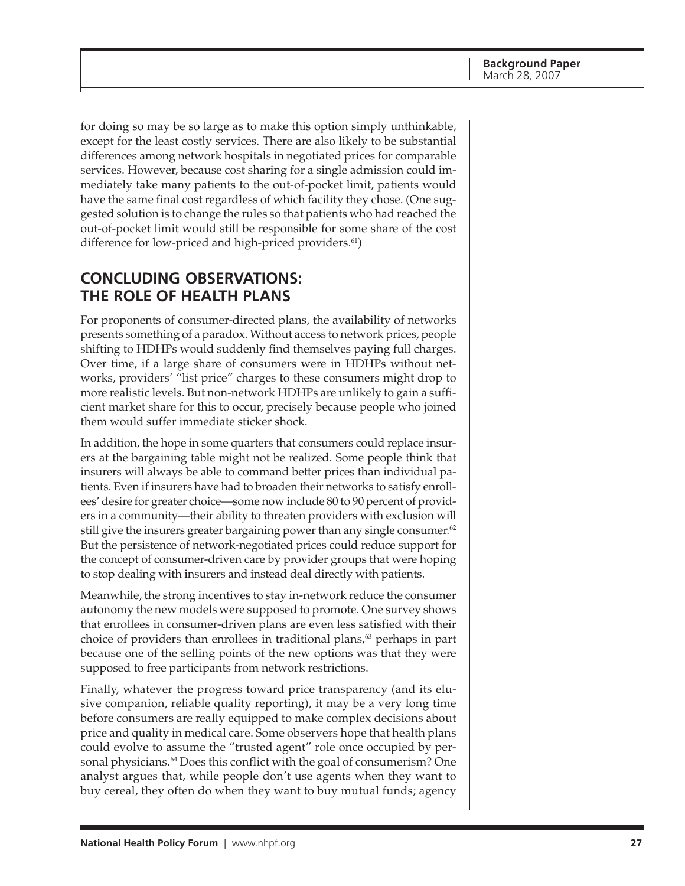for doing so may be so large as to make this option simply unthinkable, except for the least costly services. There are also likely to be substantial differences among network hospitals in negotiated prices for comparable services. However, because cost sharing for a single admission could immediately take many patients to the out-of-pocket limit, patients would have the same final cost regardless of which facility they chose. (One suggested solution is to change the rules so that patients who had reached the out-of-pocket limit would still be responsible for some share of the cost difference for low-priced and high-priced providers.[61])

## CONCLUDING OBSERVATIONS: THE ROLE OF HEALTH PLANS

For proponents of consumer-directed plans, the availability of networks presents something of a paradox. Without access to network prices, people shifting to HDHPs would suddenly find themselves paying full charges. Over time, if a large share of consumers were in HDHPs without networks, providers' "list price" charges to these consumers might drop to more realistic levels. But non-network HDHPs are unlikely to gain a sufficient market share for this to occur, precisely because people who joined them would suffer immediate sticker shock.

In addition, the hope in some quarters that consumers could replace insurers at the bargaining table might not be realized. Some people think that insurers will always be able to command better prices than individual patients. Even if insurers have had to broaden their networks to satisfy enrollees' desire for greater choice—some now include 80 to 90 percent of providers in a community—their ability to threaten providers with exclusion will still give the insurers greater bargaining power than any single consumer.[62] But the persistence of network-negotiated prices could reduce support for the concept of consumer-driven care by provider groups that were hoping to stop dealing with insurers and instead deal directly with patients.

Meanwhile, the strong incentives to stay in-network reduce the consumer autonomy the new models were supposed to promote. One survey shows that enrollees in consumer-driven plans are even less satisfied with their choice of providers than enrollees in traditional plans,[63] perhaps in part because one of the selling points of the new options was that they were supposed to free participants from network restrictions.

Finally, whatever the progress toward price transparency (and its elusive companion, reliable quality reporting), it may be a very long time before consumers are really equipped to make complex decisions about price and quality in medical care. Some observers hope that health plans could evolve to assume the "trusted agent" role once occupied by personal physicians.[64] Does this conflict with the goal of consumerism? One analyst argues that, while people don't use agents when they want to buy cereal, they often do when they want to buy mutual funds; agency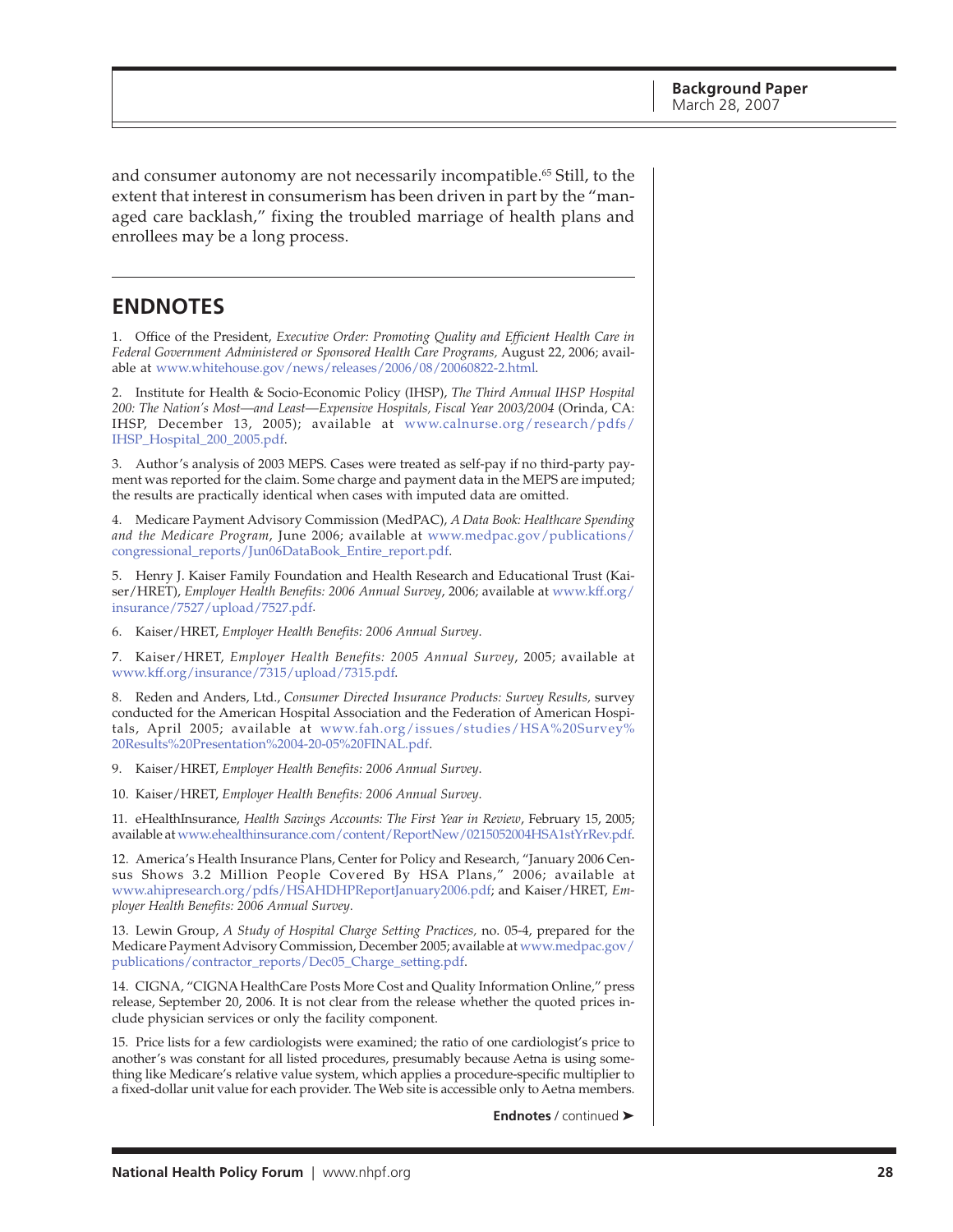and consumer autonomy are not necessarily incompatible.[65] Still, to the extent that interest in consumerism has been driven in part by the "managed care backlash," fixing the troubled marriage of health plans and enrollees may be a long process.

## ENDNOTES

1. Office of the President, *Executive Order: Promoting Quality and Efficient Health Care in Federal Government Administered or Sponsored Health Care Programs,* August 22, 2006; available at www.whitehouse.gov/news/releases/2006/08/20060822-2.html.

2. Institute for Health & Socio-Economic Policy (IHSP), *The Third Annual IHSP Hospital 200: The Nation's Most—and Least—Expensive Hospitals, Fiscal Year 2003/2004* (Orinda, CA: IHSP, December 13, 2005); available at www.calnurse.org/research/pdfs/IHSP_Hospital_200_2005.pdf.

3. Author's analysis of 2003 MEPS. Cases were treated as self-pay if no third-party payment was reported for the claim. Some charge and payment data in the MEPS are imputed; the results are practically identical when cases with imputed data are omitted.

4. Medicare Payment Advisory Commission (MedPAC), *A Data Book: Healthcare Spending and the Medicare Program*, June 2006; available at www.medpac.gov/publications/congressional_reports/Jun06DataBook_Entire_report.pdf.

5. Henry J. Kaiser Family Foundation and Health Research and Educational Trust (Kaiser/HRET), *Employer Health Benefits: 2006 Annual Survey*, 2006; available at www.kff.org/insurance/7527/upload/7527.pdf.

6. Kaiser/HRET, *Employer Health Benefits: 2006 Annual Survey.*

7. Kaiser/HRET, *Employer Health Benefits: 2005 Annual Survey*, 2005; available at www.kff.org/insurance/7315/upload/7315.pdf.

8. Reden and Anders, Ltd., *Consumer Directed Insurance Products: Survey Results,* survey conducted for the American Hospital Association and the Federation of American Hospitals, April 2005; available at www.fah.org/issues/studies/HSA%20Survey%20Results%20Presentation%2004-20-05%20FINAL.pdf.

9. Kaiser/HRET, *Employer Health Benefits: 2006 Annual Survey.*

10. Kaiser/HRET, *Employer Health Benefits: 2006 Annual Survey.*

11. eHealthInsurance, *Health Savings Accounts: The First Year in Review*, February 15, 2005; available at www.ehealthinsurance.com/content/ReportNew/0215052004HSA1stYrRev.pdf.

12. America's Health Insurance Plans, Center for Policy and Research, "January 2006 Census Shows 3.2 Million People Covered By HSA Plans," 2006; available at www.ahipresearch.org/pdfs/HSAHDHPReportJanuary2006.pdf; and Kaiser/HRET, *Employer Health Benefits: 2006 Annual Survey.*

13. Lewin Group, *A Study of Hospital Charge Setting Practices,* no. 05-4, prepared for the Medicare Payment Advisory Commission, December 2005; available at www.medpac.gov/publications/contractor_reports/Dec05_Charge_setting.pdf.

14. CIGNA, "CIGNA HealthCare Posts More Cost and Quality Information Online," press release, September 20, 2006. It is not clear from the release whether the quoted prices include physician services or only the facility component.

15. Price lists for a few cardiologists were examined; the ratio of one cardiologist's price to another's was constant for all listed procedures, presumably because Aetna is using something like Medicare's relative value system, which applies a procedure-specific multiplier to a fixed-dollar unit value for each provider. The Web site is accessible only to Aetna members.

**Endnotes** / continued ➤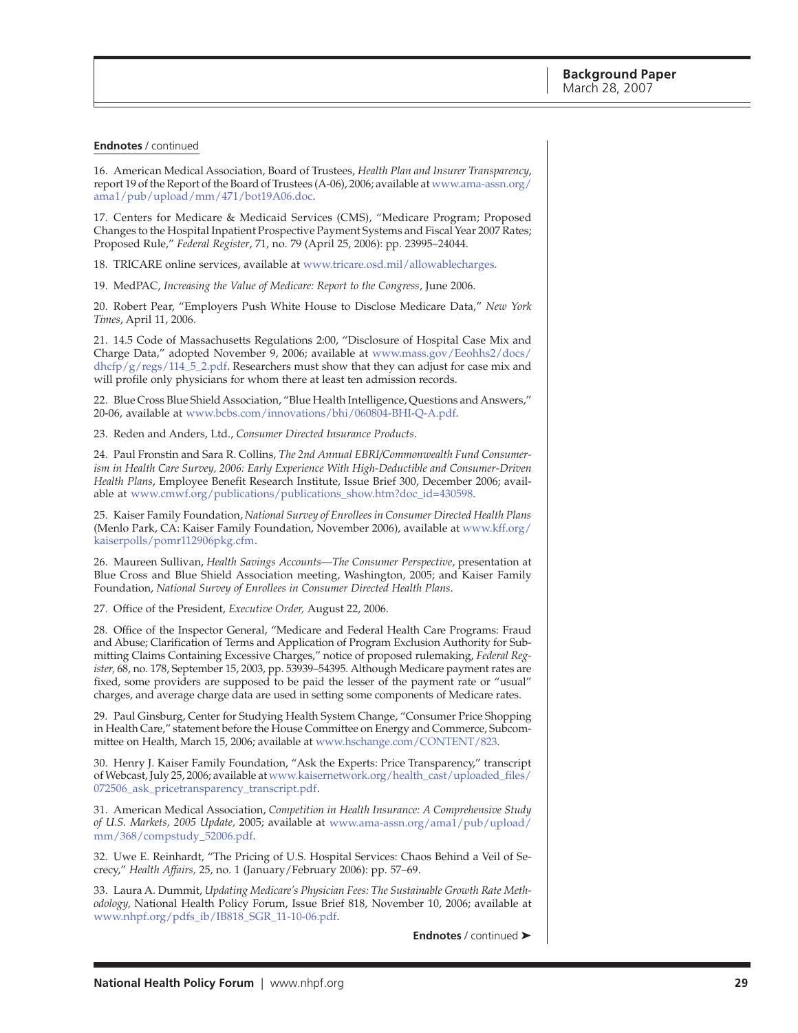**Endnotes** / continued

16. American Medical Association, Board of Trustees, *Health Plan and Insurer Transparency*, report 19 of the Report of the Board of Trustees (A-06), 2006; available at www.ama-assn.org/ama1/pub/upload/mm/471/bot19A06.doc.

17. Centers for Medicare & Medicaid Services (CMS), "Medicare Program; Proposed Changes to the Hospital Inpatient Prospective Payment Systems and Fiscal Year 2007 Rates; Proposed Rule," *Federal Register*, 71, no. 79 (April 25, 2006): pp. 23995–24044.

18. TRICARE online services, available at www.tricare.osd.mil/allowablecharges.

19. MedPAC, *Increasing the Value of Medicare: Report to the Congress*, June 2006.

20. Robert Pear, "Employers Push White House to Disclose Medicare Data," *New York Times*, April 11, 2006.

21. 14.5 Code of Massachusetts Regulations 2:00, "Disclosure of Hospital Case Mix and Charge Data," adopted November 9, 2006; available at www.mass.gov/Eeohhs2/docs/dhcfp/g/regs/114_5_2.pdf. Researchers must show that they can adjust for case mix and will profile only physicians for whom there at least ten admission records.

22. Blue Cross Blue Shield Association, "Blue Health Intelligence, Questions and Answers," 20-06, available at www.bcbs.com/innovations/bhi/060804-BHI-Q-A.pdf.

23. Reden and Anders, Ltd., *Consumer Directed Insurance Products*.

24. Paul Fronstin and Sara R. Collins, *The 2nd Annual EBRI/Commonwealth Fund Consumerism in Health Care Survey, 2006: Early Experience With High-Deductible and Consumer-Driven Health Plans*, Employee Benefit Research Institute, Issue Brief 300, December 2006; available at www.cmwf.org/publications/publications_show.htm?doc_id=430598.

25. Kaiser Family Foundation, *National Survey of Enrollees in Consumer Directed Health Plans* (Menlo Park, CA: Kaiser Family Foundation, November 2006), available at www.kff.org/kaiserpolls/pomr112906pkg.cfm.

26. Maureen Sullivan, *Health Savings Accounts—The Consumer Perspective*, presentation at Blue Cross and Blue Shield Association meeting, Washington, 2005; and Kaiser Family Foundation, *National Survey of Enrollees in Consumer Directed Health Plans*.

27. Office of the President, *Executive Order,* August 22, 2006.

28. Office of the Inspector General, "Medicare and Federal Health Care Programs: Fraud and Abuse; Clarification of Terms and Application of Program Exclusion Authority for Submitting Claims Containing Excessive Charges," notice of proposed rulemaking, *Federal Register,* 68, no. 178, September 15, 2003, pp. 53939–54395. Although Medicare payment rates are fixed, some providers are supposed to be paid the lesser of the payment rate or "usual" charges, and average charge data are used in setting some components of Medicare rates.

29. Paul Ginsburg, Center for Studying Health System Change, "Consumer Price Shopping in Health Care," statement before the House Committee on Energy and Commerce, Subcommittee on Health, March 15, 2006; available at www.hschange.com/CONTENT/823.

30. Henry J. Kaiser Family Foundation, "Ask the Experts: Price Transparency," transcript of Webcast, July 25, 2006; available at www.kaisernetwork.org/health_cast/uploaded_files/072506_ask_pricetransparency_transcript.pdf.

31. American Medical Association, *Competition in Health Insurance: A Comprehensive Study of U.S. Markets, 2005 Update,* 2005; available at www.ama-assn.org/ama1/pub/upload/mm/368/compstudy_52006.pdf.

32. Uwe E. Reinhardt, "The Pricing of U.S. Hospital Services: Chaos Behind a Veil of Secrecy," *Health Affairs,* 25, no. 1 (January/February 2006): pp. 57–69.

33. Laura A. Dummit, *Updating Medicare's Physician Fees: The Sustainable Growth Rate Methodology,* National Health Policy Forum, Issue Brief 818, November 10, 2006; available at www.nhpf.org/pdfs_ib/IB818_SGR_11-10-06.pdf.

**Endnotes** / continued ➤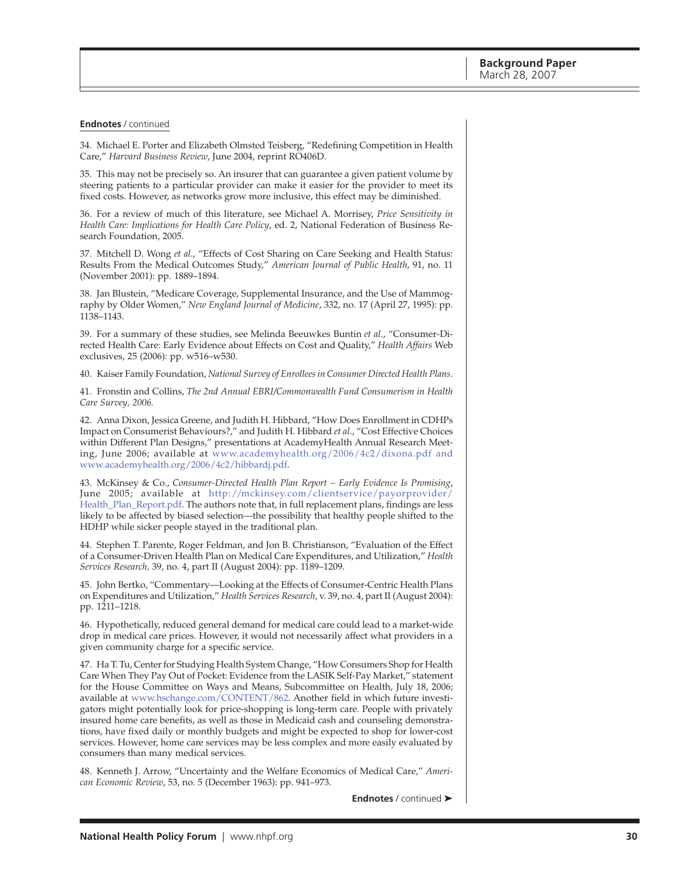**Endnotes** / continued

34. Michael E. Porter and Elizabeth Olmsted Teisberg, "Redefining Competition in Health Care," *Harvard Business Review*, June 2004, reprint RO406D.

35. This may not be precisely so. An insurer that can guarantee a given patient volume by steering patients to a particular provider can make it easier for the provider to meet its fixed costs. However, as networks grow more inclusive, this effect may be diminished.

36. For a review of much of this literature, see Michael A. Morrisey, *Price Sensitivity in Health Care: Implications for Health Care Policy*, ed. 2, National Federation of Business Research Foundation, 2005.

37. Mitchell D. Wong *et al.*, "Effects of Cost Sharing on Care Seeking and Health Status: Results From the Medical Outcomes Study," *American Journal of Public Health*, 91, no. 11 (November 2001): pp. 1889–1894.

38. Jan Blustein, "Medicare Coverage, Supplemental Insurance, and the Use of Mammography by Older Women," *New England Journal of Medicine*, 332, no. 17 (April 27, 1995): pp. 1138–1143.

39. For a summary of these studies, see Melinda Beeuwkes Buntin *et al.*, "Consumer-Directed Health Care: Early Evidence about Effects on Cost and Quality," *Health Affairs* Web exclusives, 25 (2006): pp. w516–w530.

40. Kaiser Family Foundation, *National Survey of Enrollees in Consumer Directed Health Plans*.

41. Fronstin and Collins, *The 2nd Annual EBRI/Commonwealth Fund Consumerism in Health Care Survey, 2006*.

42. Anna Dixon, Jessica Greene, and Judith H. Hibbard, "How Does Enrollment in CDHPs Impact on Consumerist Behaviours?," and Judith H. Hibbard *et al.*, "Cost Effective Choices within Different Plan Designs," presentations at AcademyHealth Annual Research Meeting, June 2006; available at www.academyhealth.org/2006/4c2/dixona.pdf and www.academyhealth.org/2006/4c2/hibbardj.pdf.

43. McKinsey & Co., *Consumer-Directed Health Plan Report – Early Evidence Is Promising*, June 2005; available at http://mckinsey.com/clientservice/payorprovider/Health_Plan_Report.pdf. The authors note that, in full replacement plans, findings are less likely to be affected by biased selection—the possibility that healthy people shifted to the HDHP while sicker people stayed in the traditional plan.

44. Stephen T. Parente, Roger Feldman, and Jon B. Christianson, "Evaluation of the Effect of a Consumer-Driven Health Plan on Medical Care Expenditures, and Utilization," *Health Services Research,* 39, no. 4, part II (August 2004): pp. 1189–1209.

45. John Bertko, "Commentary—Looking at the Effects of Consumer-Centric Health Plans on Expenditures and Utilization," *Health Services Research*, v. 39, no. 4, part II (August 2004): pp. 1211–1218.

46. Hypothetically, reduced general demand for medical care could lead to a market-wide drop in medical care prices. However, it would not necessarily affect what providers in a given community charge for a specific service.

47. Ha T. Tu, Center for Studying Health System Change, "How Consumers Shop for Health Care When They Pay Out of Pocket: Evidence from the LASIK Self-Pay Market," statement for the House Committee on Ways and Means, Subcommittee on Health, July 18, 2006; available at www.hschange.com/CONTENT/862. Another field in which future investigators might potentially look for price-shopping is long-term care. People with privately insured home care benefits, as well as those in Medicaid cash and counseling demonstrations, have fixed daily or monthly budgets and might be expected to shop for lower-cost services. However, home care services may be less complex and more easily evaluated by consumers than many medical services.

48. Kenneth J. Arrow, "Uncertainty and the Welfare Economics of Medical Care," *American Economic Review*, 53, no. 5 (December 1963): pp. 941–973.

**Endnotes** / continued ➤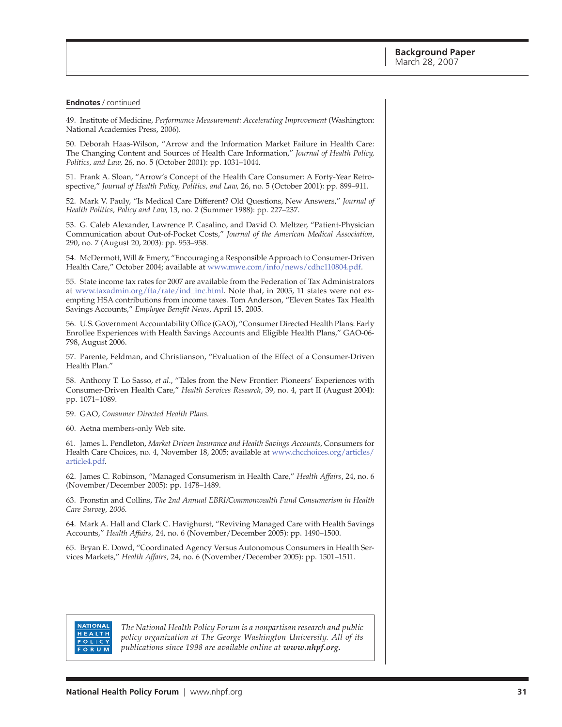**Endnotes** / continued

49. Institute of Medicine, *Performance Measurement: Accelerating Improvement* (Washington: National Academies Press, 2006).

50. Deborah Haas-Wilson, "Arrow and the Information Market Failure in Health Care: The Changing Content and Sources of Health Care Information," *Journal of Health Policy, Politics, and Law,* 26, no. 5 (October 2001): pp. 1031–1044.

51. Frank A. Sloan, "Arrow's Concept of the Health Care Consumer: A Forty-Year Retrospective," *Journal of Health Policy, Politics, and Law,* 26, no. 5 (October 2001): pp. 899–911.

52. Mark V. Pauly, "Is Medical Care Different? Old Questions, New Answers," *Journal of Health Politics, Policy and Law,* 13, no. 2 (Summer 1988): pp. 227–237.

53. G. Caleb Alexander, Lawrence P. Casalino, and David O. Meltzer, "Patient-Physician Communication about Out-of-Pocket Costs," *Journal of the American Medical Association*, 290, no. 7 (August 20, 2003): pp. 953–958.

54. McDermott, Will & Emery, "Encouraging a Responsible Approach to Consumer-Driven Health Care," October 2004; available at www.mwe.com/info/news/cdhc110804.pdf.

55. State income tax rates for 2007 are available from the Federation of Tax Administrators at www.taxadmin.org/fta/rate/ind_inc.html. Note that, in 2005, 11 states were not exempting HSA contributions from income taxes. Tom Anderson, "Eleven States Tax Health Savings Accounts," *Employee Benefit News*, April 15, 2005.

56. U.S. Government Accountability Office (GAO), "Consumer Directed Health Plans: Early Enrollee Experiences with Health Savings Accounts and Eligible Health Plans," GAO-06-798, August 2006.

57. Parente, Feldman, and Christianson, "Evaluation of the Effect of a Consumer-Driven Health Plan."

58. Anthony T. Lo Sasso, *et al*., "Tales from the New Frontier: Pioneers' Experiences with Consumer-Driven Health Care," *Health Services Research*, 39, no. 4, part II (August 2004): pp. 1071–1089.

59. GAO, *Consumer Directed Health Plans.*

60. Aetna members-only Web site.

61. James L. Pendleton, *Market Driven Insurance and Health Savings Accounts,* Consumers for Health Care Choices, no. 4, November 18, 2005; available at www.chcchoices.org/articles/article4.pdf.

62. James C. Robinson, "Managed Consumerism in Health Care," *Health Affairs*, 24, no. 6 (November/December 2005): pp. 1478–1489.

63. Fronstin and Collins, *The 2nd Annual EBRI/Commonwealth Fund Consumerism in Health Care Survey, 2006.*

64. Mark A. Hall and Clark C. Havighurst, "Reviving Managed Care with Health Savings Accounts," *Health Affairs,* 24, no. 6 (November/December 2005): pp. 1490–1500.

65. Bryan E. Dowd, "Coordinated Agency Versus Autonomous Consumers in Health Services Markets," *Health Affairs,* 24, no. 6 (November/December 2005): pp. 1501–1511.

NATIONAL HEALTH POLICY FORUM

*The National Health Policy Forum is a nonpartisan research and public policy organization at The George Washington University. All of its publications since 1998 are available online at **www.nhpf.org.***